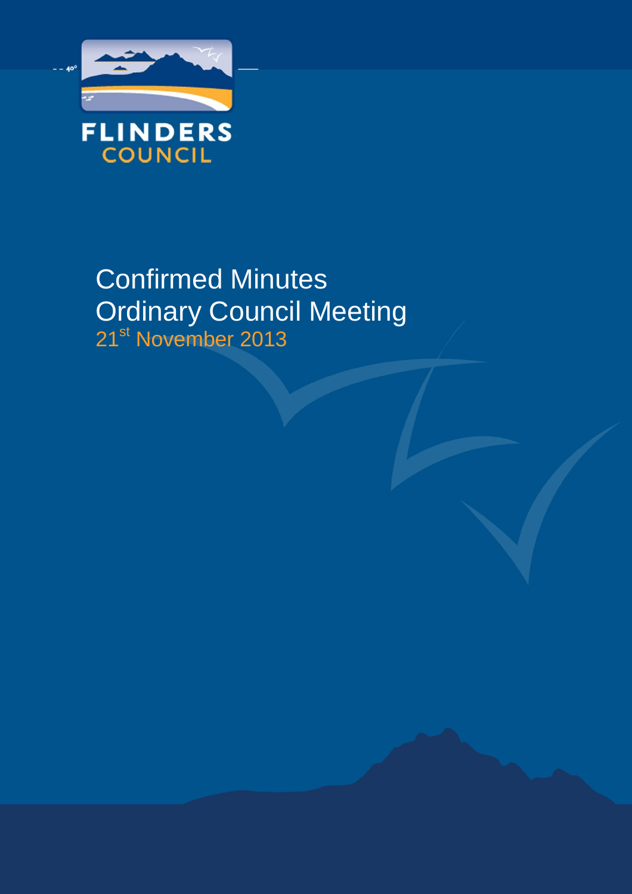FLINDERS
COUNCIL

# Confirmed Minutes
# Ordinary Council Meeting

21st November 2013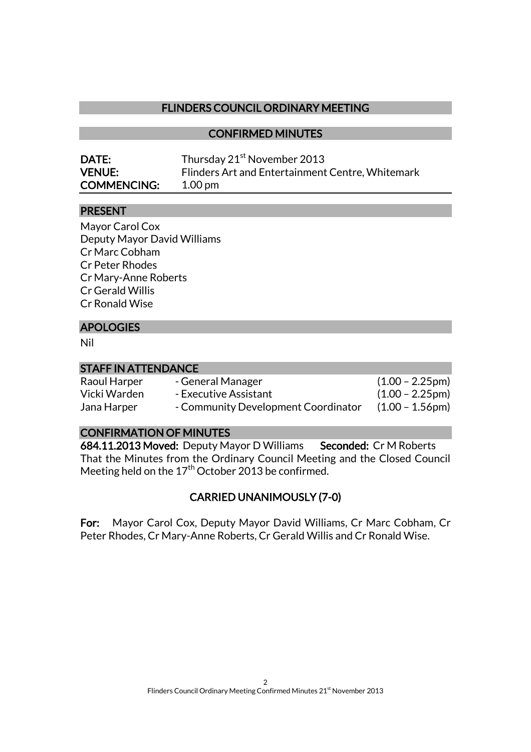# FLINDERS COUNCIL ORDINARY MEETING

## CONFIRMED MINUTES

**DATE:** Thursday 21st November 2013
**VENUE:** Flinders Art and Entertainment Centre, Whitemark
**COMMENCING:** 1.00 pm

### PRESENT

Mayor Carol Cox
Deputy Mayor David Williams
Cr Marc Cobham
Cr Peter Rhodes
Cr Mary-Anne Roberts
Cr Gerald Willis
Cr Ronald Wise

### APOLOGIES

Nil

### STAFF IN ATTENDANCE

| | | |
|---|---|---|
| Raoul Harper | - General Manager | (1.00 – 2.25pm) |
| Vicki Warden | - Executive Assistant | (1.00 – 2.25pm) |
| Jana Harper | - Community Development Coordinator | (1.00 – 1.56pm) |

### CONFIRMATION OF MINUTES

**684.11.2013 Moved:** Deputy Mayor D Williams **Seconded:** Cr M Roberts
That the Minutes from the Ordinary Council Meeting and the Closed Council Meeting held on the 17th October 2013 be confirmed.

**CARRIED UNANIMOUSLY (7-0)**

**For:** Mayor Carol Cox, Deputy Mayor David Williams, Cr Marc Cobham, Cr Peter Rhodes, Cr Mary-Anne Roberts, Cr Gerald Willis and Cr Ronald Wise.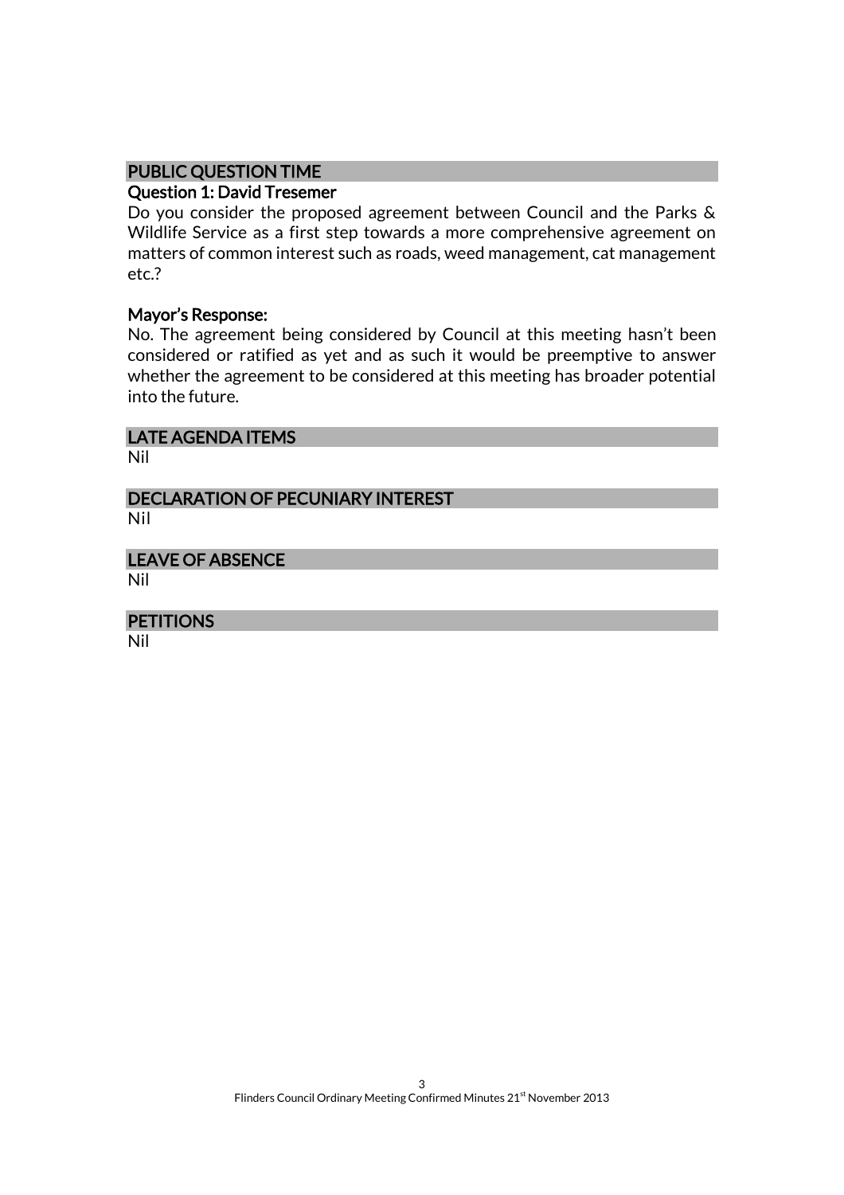## PUBLIC QUESTION TIME

### Question 1: David Tresemer

Do you consider the proposed agreement between Council and the Parks & Wildlife Service as a first step towards a more comprehensive agreement on matters of common interest such as roads, weed management, cat management etc.?

### Mayor's Response:

No. The agreement being considered by Council at this meeting hasn't been considered or ratified as yet and as such it would be preemptive to answer whether the agreement to be considered at this meeting has broader potential into the future.

## LATE AGENDA ITEMS

Nil

## DECLARATION OF PECUNIARY INTEREST

Nil

## LEAVE OF ABSENCE

Nil

## PETITIONS

Nil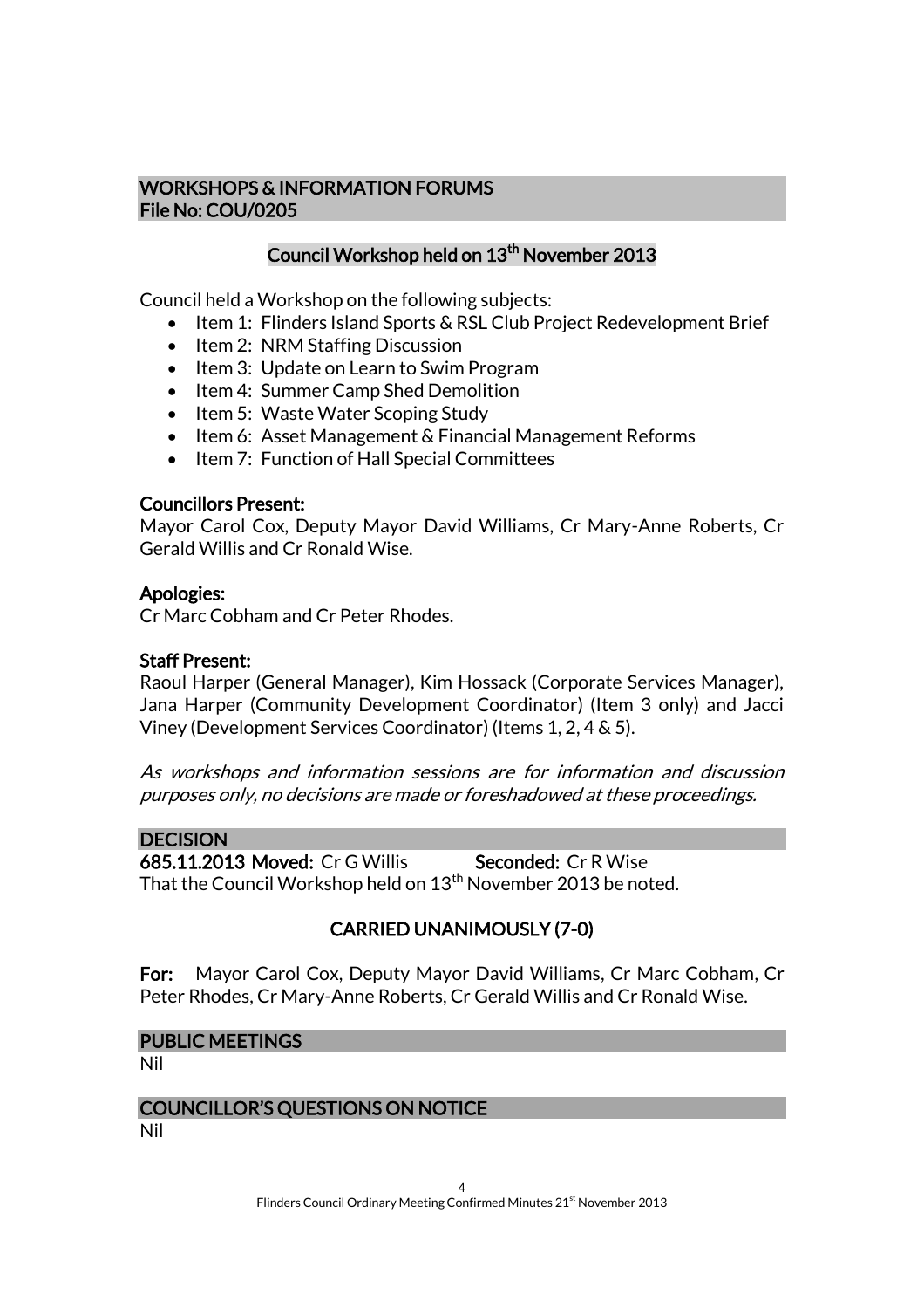## WORKSHOPS & INFORMATION FORUMS
## File No: COU/0205

### Council Workshop held on 13th November 2013

Council held a Workshop on the following subjects:

- Item 1: Flinders Island Sports & RSL Club Project Redevelopment Brief
- Item 2: NRM Staffing Discussion
- Item 3: Update on Learn to Swim Program
- Item 4: Summer Camp Shed Demolition
- Item 5: Waste Water Scoping Study
- Item 6: Asset Management & Financial Management Reforms
- Item 7: Function of Hall Special Committees

**Councillors Present:**
Mayor Carol Cox, Deputy Mayor David Williams, Cr Mary-Anne Roberts, Cr Gerald Willis and Cr Ronald Wise.

**Apologies:**
Cr Marc Cobham and Cr Peter Rhodes.

**Staff Present:**
Raoul Harper (General Manager), Kim Hossack (Corporate Services Manager), Jana Harper (Community Development Coordinator) (Item 3 only) and Jacci Viney (Development Services Coordinator) (Items 1, 2, 4 & 5).

*As workshops and information sessions are for information and discussion purposes only, no decisions are made or foreshadowed at these proceedings.*

## DECISION

**685.11.2013 Moved:** Cr G Willis **Seconded:** Cr R Wise
That the Council Workshop held on 13th November 2013 be noted.

**CARRIED UNANIMOUSLY (7-0)**

**For:** Mayor Carol Cox, Deputy Mayor David Williams, Cr Marc Cobham, Cr Peter Rhodes, Cr Mary-Anne Roberts, Cr Gerald Willis and Cr Ronald Wise.

## PUBLIC MEETINGS

Nil

## COUNCILLOR'S QUESTIONS ON NOTICE

Nil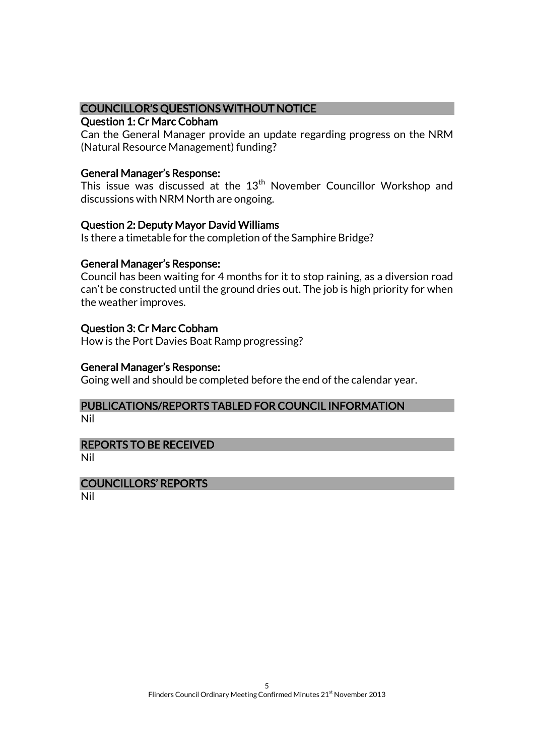## COUNCILLOR'S QUESTIONS WITHOUT NOTICE

### Question 1: Cr Marc Cobham

Can the General Manager provide an update regarding progress on the NRM (Natural Resource Management) funding?

### General Manager's Response:

This issue was discussed at the 13th November Councillor Workshop and discussions with NRM North are ongoing.

### Question 2: Deputy Mayor David Williams

Is there a timetable for the completion of the Samphire Bridge?

### General Manager's Response:

Council has been waiting for 4 months for it to stop raining, as a diversion road can't be constructed until the ground dries out. The job is high priority for when the weather improves.

### Question 3: Cr Marc Cobham

How is the Port Davies Boat Ramp progressing?

### General Manager's Response:

Going well and should be completed before the end of the calendar year.

## PUBLICATIONS/REPORTS TABLED FOR COUNCIL INFORMATION

Nil

## REPORTS TO BE RECEIVED

Nil

## COUNCILLORS' REPORTS

Nil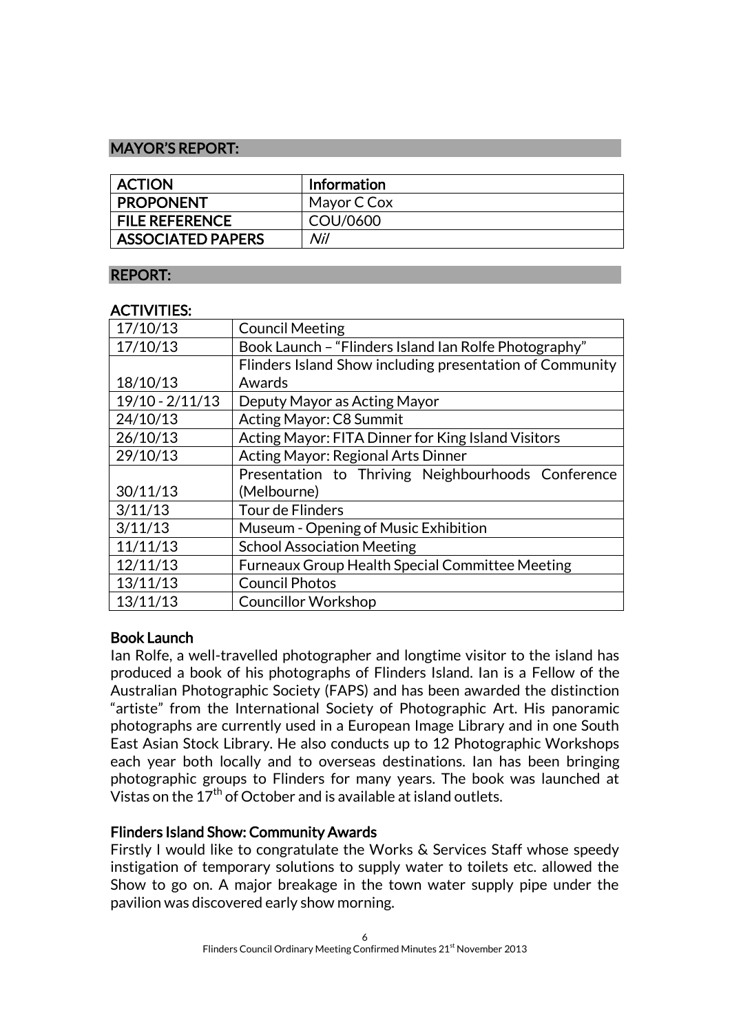## MAYOR'S REPORT:

| ACTION | Information |
|---|---|
| PROPONENT | Mayor C Cox |
| FILE REFERENCE | COU/0600 |
| ASSOCIATED PAPERS | *Nil* |

## REPORT:

### ACTIVITIES:

| | |
|---|---|
| 17/10/13 | Council Meeting |
| 17/10/13 | Book Launch – "Flinders Island Ian Rolfe Photography" |
| 18/10/13 | Flinders Island Show including presentation of Community Awards |
| 19/10 - 2/11/13 | Deputy Mayor as Acting Mayor |
| 24/10/13 | Acting Mayor: C8 Summit |
| 26/10/13 | Acting Mayor: FITA Dinner for King Island Visitors |
| 29/10/13 | Acting Mayor: Regional Arts Dinner |
| 30/11/13 | Presentation to Thriving Neighbourhoods Conference (Melbourne) |
| 3/11/13 | Tour de Flinders |
| 3/11/13 | Museum - Opening of Music Exhibition |
| 11/11/13 | School Association Meeting |
| 12/11/13 | Furneaux Group Health Special Committee Meeting |
| 13/11/13 | Council Photos |
| 13/11/13 | Councillor Workshop |

### Book Launch

Ian Rolfe, a well-travelled photographer and longtime visitor to the island has produced a book of his photographs of Flinders Island. Ian is a Fellow of the Australian Photographic Society (FAPS) and has been awarded the distinction "artiste" from the International Society of Photographic Art. His panoramic photographs are currently used in a European Image Library and in one South East Asian Stock Library. He also conducts up to 12 Photographic Workshops each year both locally and to overseas destinations. Ian has been bringing photographic groups to Flinders for many years. The book was launched at Vistas on the 17th of October and is available at island outlets.

### Flinders Island Show: Community Awards

Firstly I would like to congratulate the Works & Services Staff whose speedy instigation of temporary solutions to supply water to toilets etc. allowed the Show to go on. A major breakage in the town water supply pipe under the pavilion was discovered early show morning.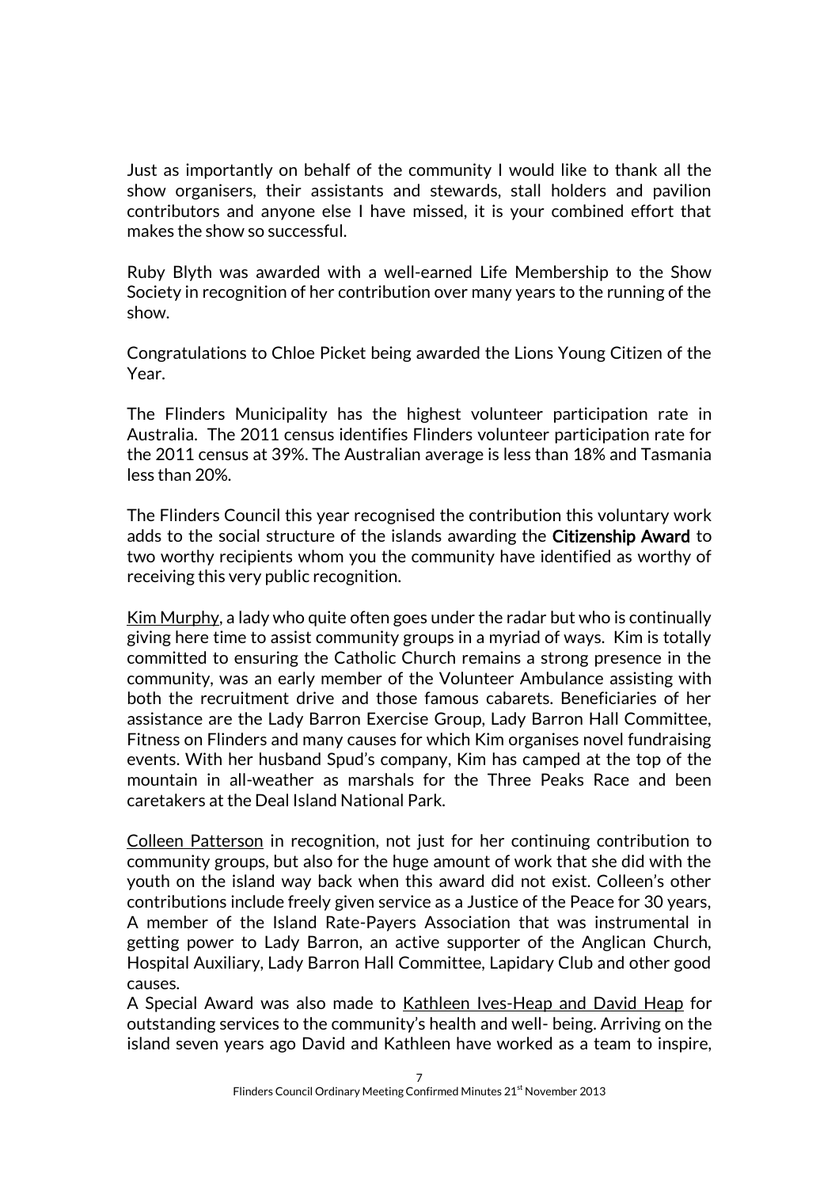Just as importantly on behalf of the community I would like to thank all the show organisers, their assistants and stewards, stall holders and pavilion contributors and anyone else I have missed, it is your combined effort that makes the show so successful.

Ruby Blyth was awarded with a well-earned Life Membership to the Show Society in recognition of her contribution over many years to the running of the show.

Congratulations to Chloe Picket being awarded the Lions Young Citizen of the Year.

The Flinders Municipality has the highest volunteer participation rate in Australia. The 2011 census identifies Flinders volunteer participation rate for the 2011 census at 39%. The Australian average is less than 18% and Tasmania less than 20%.

The Flinders Council this year recognised the contribution this voluntary work adds to the social structure of the islands awarding the **Citizenship Award** to two worthy recipients whom you the community have identified as worthy of receiving this very public recognition.

Kim Murphy, a lady who quite often goes under the radar but who is continually giving here time to assist community groups in a myriad of ways. Kim is totally committed to ensuring the Catholic Church remains a strong presence in the community, was an early member of the Volunteer Ambulance assisting with both the recruitment drive and those famous cabarets. Beneficiaries of her assistance are the Lady Barron Exercise Group, Lady Barron Hall Committee, Fitness on Flinders and many causes for which Kim organises novel fundraising events. With her husband Spud's company, Kim has camped at the top of the mountain in all-weather as marshals for the Three Peaks Race and been caretakers at the Deal Island National Park.

Colleen Patterson in recognition, not just for her continuing contribution to community groups, but also for the huge amount of work that she did with the youth on the island way back when this award did not exist. Colleen's other contributions include freely given service as a Justice of the Peace for 30 years, A member of the Island Rate-Payers Association that was instrumental in getting power to Lady Barron, an active supporter of the Anglican Church, Hospital Auxiliary, Lady Barron Hall Committee, Lapidary Club and other good causes.

A Special Award was also made to Kathleen Ives-Heap and David Heap for outstanding services to the community's health and well- being. Arriving on the island seven years ago David and Kathleen have worked as a team to inspire,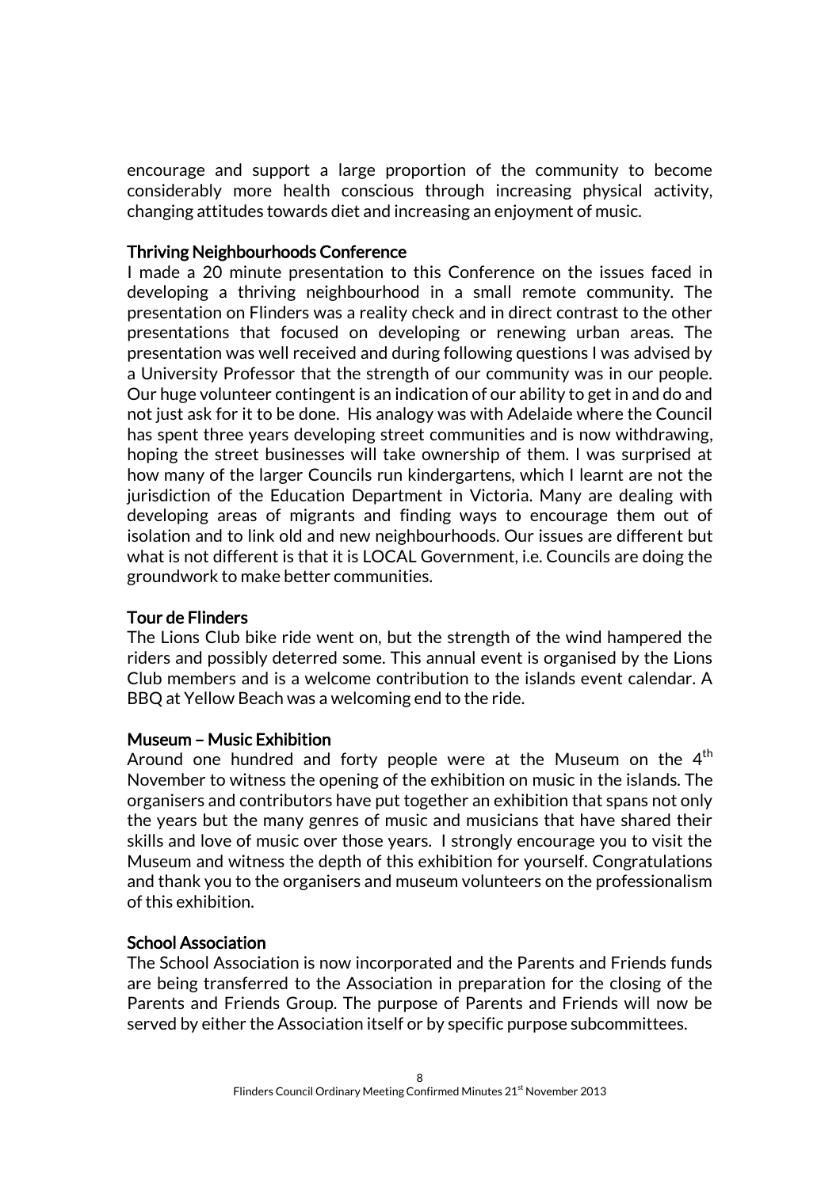encourage and support a large proportion of the community to become considerably more health conscious through increasing physical activity, changing attitudes towards diet and increasing an enjoyment of music.

### Thriving Neighbourhoods Conference

I made a 20 minute presentation to this Conference on the issues faced in developing a thriving neighbourhood in a small remote community. The presentation on Flinders was a reality check and in direct contrast to the other presentations that focused on developing or renewing urban areas. The presentation was well received and during following questions I was advised by a University Professor that the strength of our community was in our people. Our huge volunteer contingent is an indication of our ability to get in and do and not just ask for it to be done. His analogy was with Adelaide where the Council has spent three years developing street communities and is now withdrawing, hoping the street businesses will take ownership of them. I was surprised at how many of the larger Councils run kindergartens, which I learnt are not the jurisdiction of the Education Department in Victoria. Many are dealing with developing areas of migrants and finding ways to encourage them out of isolation and to link old and new neighbourhoods. Our issues are different but what is not different is that it is LOCAL Government, i.e. Councils are doing the groundwork to make better communities.

### Tour de Flinders

The Lions Club bike ride went on, but the strength of the wind hampered the riders and possibly deterred some. This annual event is organised by the Lions Club members and is a welcome contribution to the islands event calendar. A BBQ at Yellow Beach was a welcoming end to the ride.

### Museum – Music Exhibition

Around one hundred and forty people were at the Museum on the 4th November to witness the opening of the exhibition on music in the islands. The organisers and contributors have put together an exhibition that spans not only the years but the many genres of music and musicians that have shared their skills and love of music over those years. I strongly encourage you to visit the Museum and witness the depth of this exhibition for yourself. Congratulations and thank you to the organisers and museum volunteers on the professionalism of this exhibition.

### School Association

The School Association is now incorporated and the Parents and Friends funds are being transferred to the Association in preparation for the closing of the Parents and Friends Group. The purpose of Parents and Friends will now be served by either the Association itself or by specific purpose subcommittees.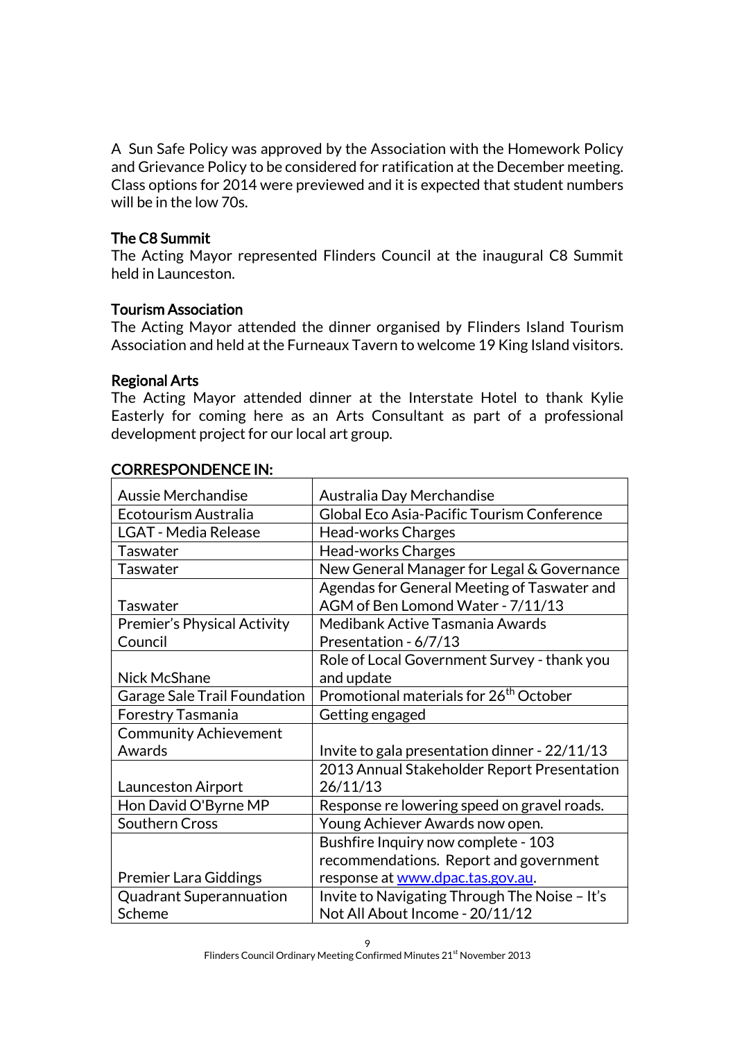A Sun Safe Policy was approved by the Association with the Homework Policy and Grievance Policy to be considered for ratification at the December meeting. Class options for 2014 were previewed and it is expected that student numbers will be in the low 70s.

**The C8 Summit**
The Acting Mayor represented Flinders Council at the inaugural C8 Summit held in Launceston.

**Tourism Association**
The Acting Mayor attended the dinner organised by Flinders Island Tourism Association and held at the Furneaux Tavern to welcome 19 King Island visitors.

**Regional Arts**
The Acting Mayor attended dinner at the Interstate Hotel to thank Kylie Easterly for coming here as an Arts Consultant as part of a professional development project for our local art group.

**CORRESPONDENCE IN:**

| | |
|---|---|
| Aussie Merchandise | Australia Day Merchandise |
| Ecotourism Australia | Global Eco Asia-Pacific Tourism Conference |
| LGAT - Media Release | Head-works Charges |
| Taswater | Head-works Charges |
| Taswater | New General Manager for Legal & Governance |
| Taswater | Agendas for General Meeting of Taswater and AGM of Ben Lomond Water - 7/11/13 |
| Premier's Physical Activity Council | Medibank Active Tasmania Awards Presentation - 6/7/13 |
| Nick McShane | Role of Local Government Survey - thank you and update |
| Garage Sale Trail Foundation | Promotional materials for 26th October |
| Forestry Tasmania | Getting engaged |
| Community Achievement Awards | Invite to gala presentation dinner - 22/11/13 |
| Launceston Airport | 2013 Annual Stakeholder Report Presentation 26/11/13 |
| Hon David O'Byrne MP | Response re lowering speed on gravel roads. |
| Southern Cross | Young Achiever Awards now open. |
| Premier Lara Giddings | Bushfire Inquiry now complete - 103 recommendations. Report and government response at www.dpac.tas.gov.au. |
| Quadrant Superannuation Scheme | Invite to Navigating Through The Noise – It's Not All About Income - 20/11/12 |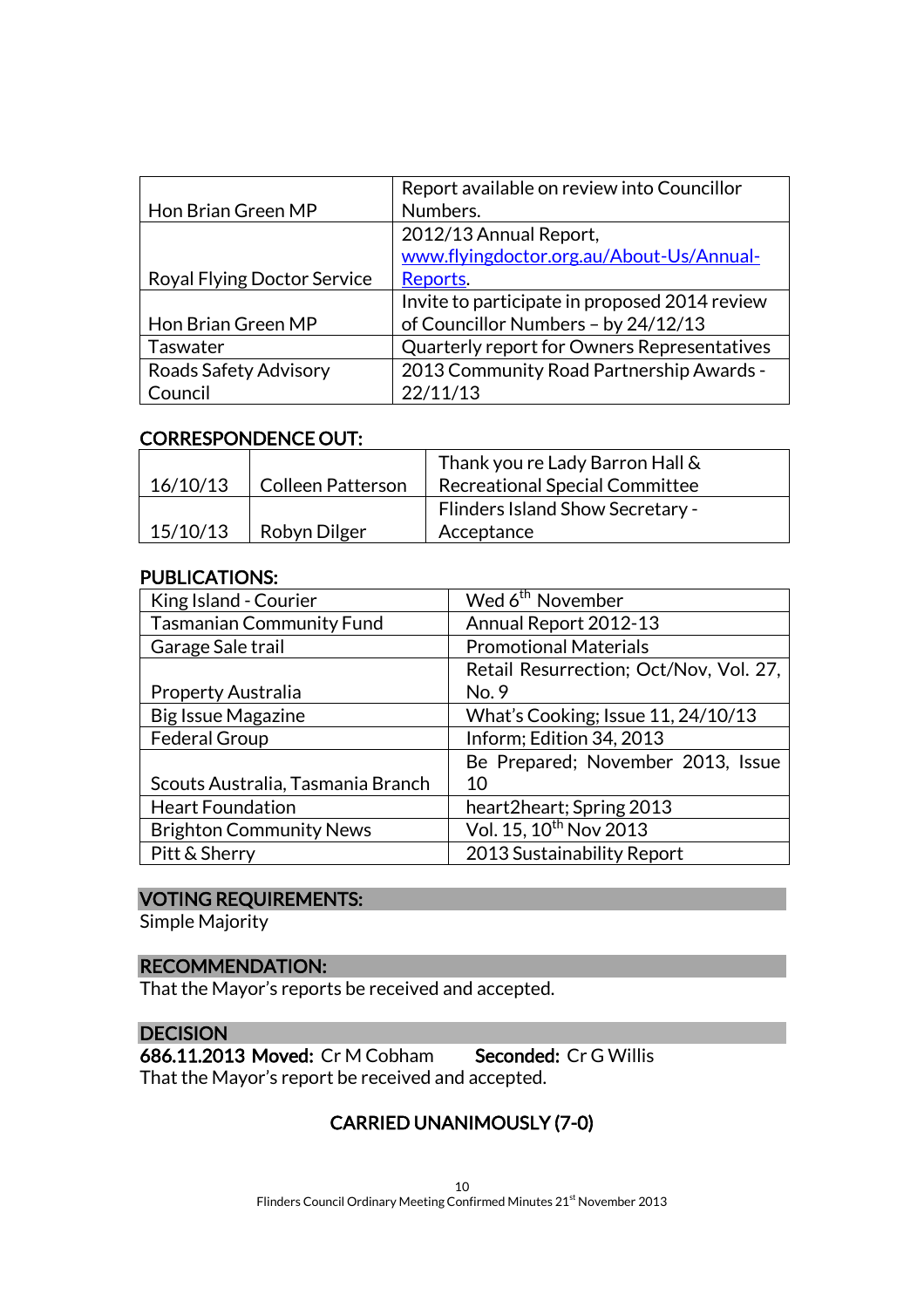| | |
|---|---|
| Hon Brian Green MP | Report available on review into Councillor Numbers. |
| Royal Flying Doctor Service | 2012/13 Annual Report, [www.flyingdoctor.org.au/About-Us/Annual-Reports](www.flyingdoctor.org.au/About-Us/Annual-Reports). |
| Hon Brian Green MP | Invite to participate in proposed 2014 review of Councillor Numbers – by 24/12/13 |
| Taswater | Quarterly report for Owners Representatives |
| Roads Safety Advisory Council | 2013 Community Road Partnership Awards - 22/11/13 |

**CORRESPONDENCE OUT:**

| | | |
|---|---|---|
| 16/10/13 | Colleen Patterson | Thank you re Lady Barron Hall & Recreational Special Committee |
| 15/10/13 | Robyn Dilger | Flinders Island Show Secretary - Acceptance |

**PUBLICATIONS:**

| | |
|---|---|
| King Island - Courier | Wed 6th November |
| Tasmanian Community Fund | Annual Report 2012-13 |
| Garage Sale trail | Promotional Materials |
| Property Australia | Retail Resurrection; Oct/Nov, Vol. 27, No. 9 |
| Big Issue Magazine | What's Cooking; Issue 11, 24/10/13 |
| Federal Group | Inform; Edition 34, 2013 |
| Scouts Australia, Tasmania Branch | Be Prepared; November 2013, Issue 10 |
| Heart Foundation | heart2heart; Spring 2013 |
| Brighton Community News | Vol. 15, 10th Nov 2013 |
| Pitt & Sherry | 2013 Sustainability Report |

**VOTING REQUIREMENTS:**

Simple Majority

**RECOMMENDATION:**

That the Mayor's reports be received and accepted.

**DECISION**

**686.11.2013 Moved:** Cr M Cobham **Seconded:** Cr G Willis

That the Mayor's report be received and accepted.

**CARRIED UNANIMOUSLY (7-0)**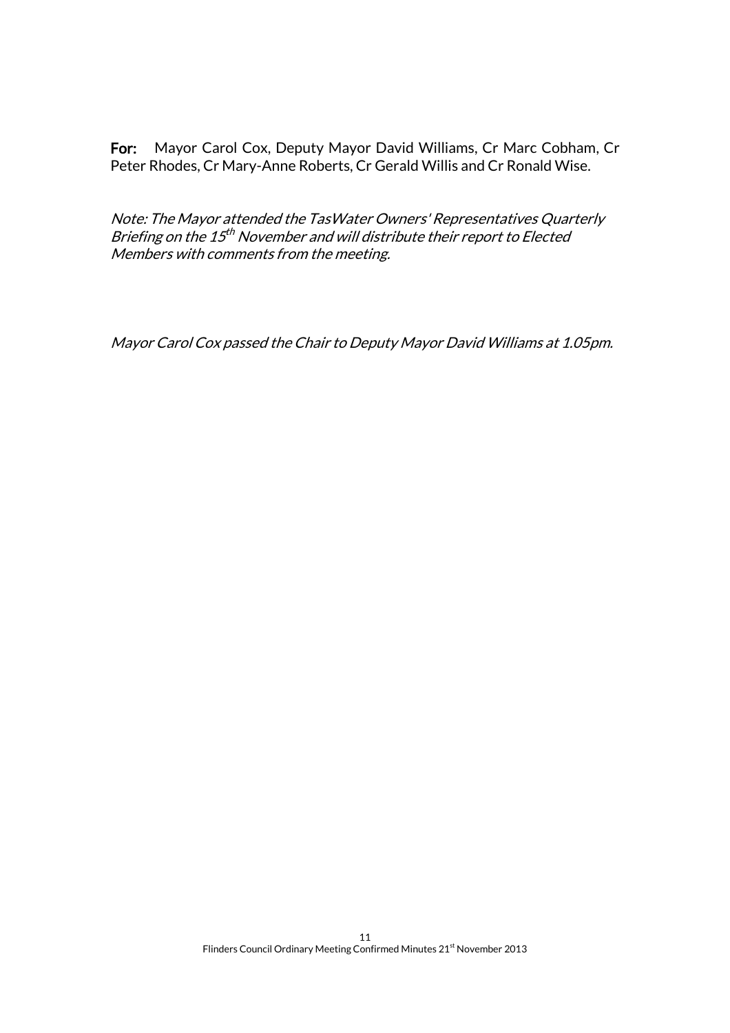**For:** Mayor Carol Cox, Deputy Mayor David Williams, Cr Marc Cobham, Cr Peter Rhodes, Cr Mary-Anne Roberts, Cr Gerald Willis and Cr Ronald Wise.

*Note: The Mayor attended the TasWater Owners' Representatives Quarterly Briefing on the 15th November and will distribute their report to Elected Members with comments from the meeting.*

*Mayor Carol Cox passed the Chair to Deputy Mayor David Williams at 1.05pm.*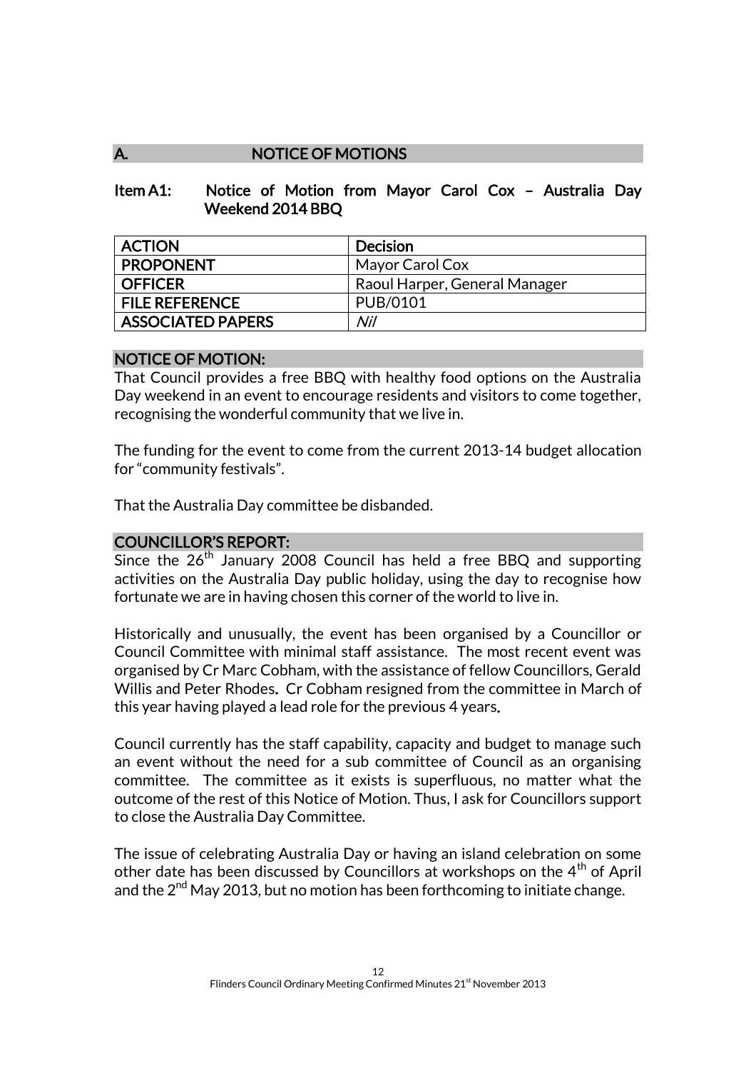## A. NOTICE OF MOTIONS

### Item A1: Notice of Motion from Mayor Carol Cox – Australia Day Weekend 2014 BBQ

| ACTION | Decision |
|---|---|
| PROPONENT | Mayor Carol Cox |
| OFFICER | Raoul Harper, General Manager |
| FILE REFERENCE | PUB/0101 |
| ASSOCIATED PAPERS | *Nil* |

#### NOTICE OF MOTION:

That Council provides a free BBQ with healthy food options on the Australia Day weekend in an event to encourage residents and visitors to come together, recognising the wonderful community that we live in.

The funding for the event to come from the current 2013-14 budget allocation for "community festivals".

That the Australia Day committee be disbanded.

#### COUNCILLOR'S REPORT:

Since the 26th January 2008 Council has held a free BBQ and supporting activities on the Australia Day public holiday, using the day to recognise how fortunate we are in having chosen this corner of the world to live in.

Historically and unusually, the event has been organised by a Councillor or Council Committee with minimal staff assistance. The most recent event was organised by Cr Marc Cobham, with the assistance of fellow Councillors, Gerald Willis and Peter Rhodes**.** Cr Cobham resigned from the committee in March of this year having played a lead role for the previous 4 years**.**

Council currently has the staff capability, capacity and budget to manage such an event without the need for a sub committee of Council as an organising committee. The committee as it exists is superfluous, no matter what the outcome of the rest of this Notice of Motion. Thus, I ask for Councillors support to close the Australia Day Committee.

The issue of celebrating Australia Day or having an island celebration on some other date has been discussed by Councillors at workshops on the 4th of April and the 2nd May 2013, but no motion has been forthcoming to initiate change.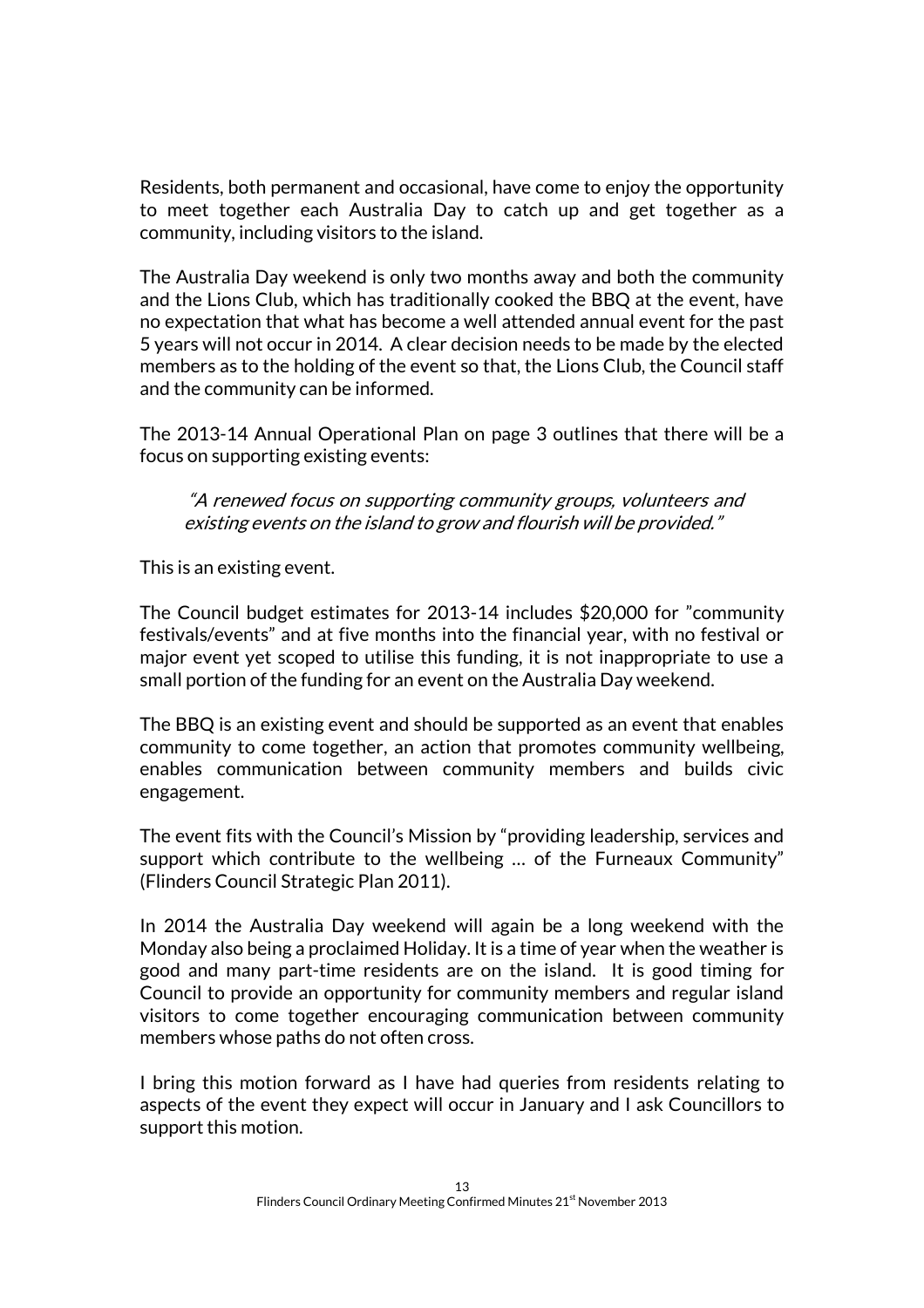Residents, both permanent and occasional, have come to enjoy the opportunity to meet together each Australia Day to catch up and get together as a community, including visitors to the island.

The Australia Day weekend is only two months away and both the community and the Lions Club, which has traditionally cooked the BBQ at the event, have no expectation that what has become a well attended annual event for the past 5 years will not occur in 2014. A clear decision needs to be made by the elected members as to the holding of the event so that, the Lions Club, the Council staff and the community can be informed.

The 2013-14 Annual Operational Plan on page 3 outlines that there will be a focus on supporting existing events:

> *"A renewed focus on supporting community groups, volunteers and existing events on the island to grow and flourish will be provided."*

This is an existing event.

The Council budget estimates for 2013-14 includes $20,000 for "community festivals/events" and at five months into the financial year, with no festival or major event yet scoped to utilise this funding, it is not inappropriate to use a small portion of the funding for an event on the Australia Day weekend.

The BBQ is an existing event and should be supported as an event that enables community to come together, an action that promotes community wellbeing, enables communication between community members and builds civic engagement.

The event fits with the Council's Mission by "providing leadership, services and support which contribute to the wellbeing … of the Furneaux Community" (Flinders Council Strategic Plan 2011).

In 2014 the Australia Day weekend will again be a long weekend with the Monday also being a proclaimed Holiday. It is a time of year when the weather is good and many part-time residents are on the island. It is good timing for Council to provide an opportunity for community members and regular island visitors to come together encouraging communication between community members whose paths do not often cross.

I bring this motion forward as I have had queries from residents relating to aspects of the event they expect will occur in January and I ask Councillors to support this motion.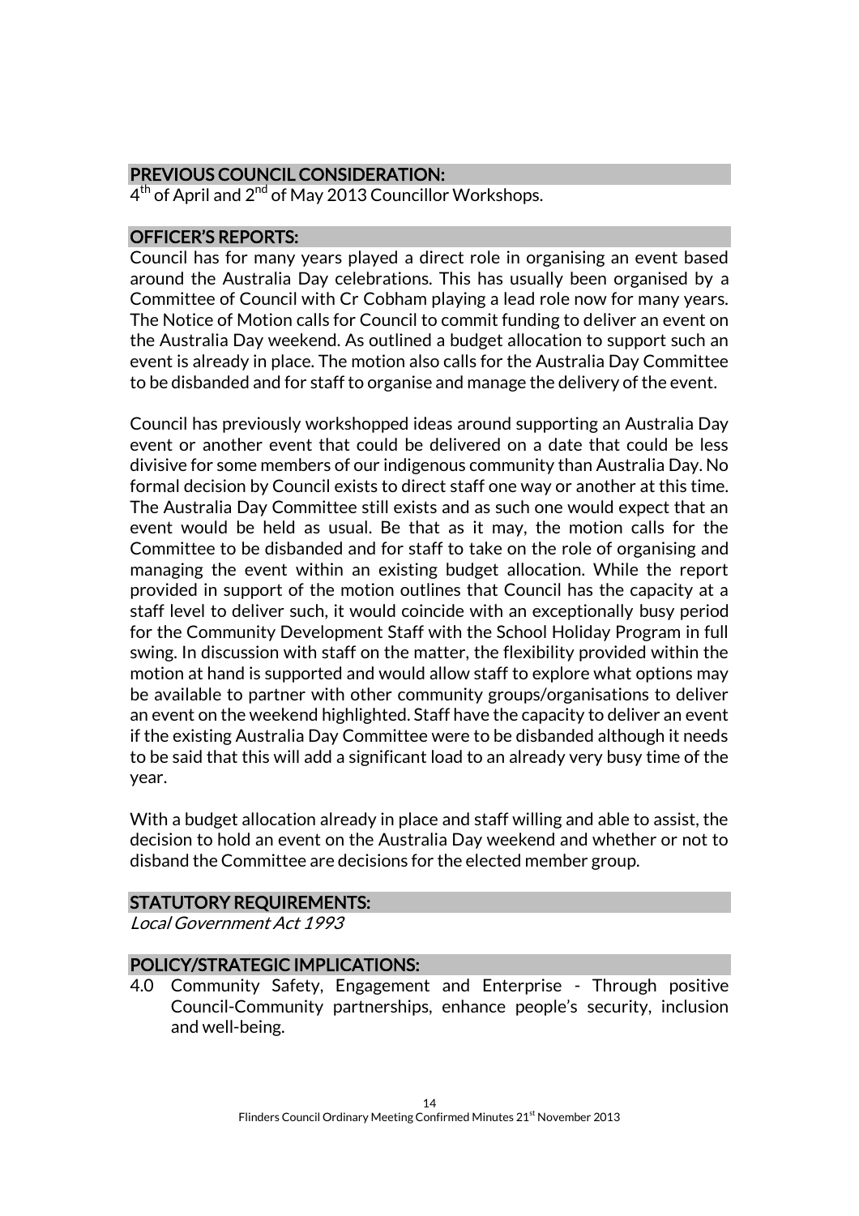## PREVIOUS COUNCIL CONSIDERATION:

4th of April and 2nd of May 2013 Councillor Workshops.

## OFFICER'S REPORTS:

Council has for many years played a direct role in organising an event based around the Australia Day celebrations. This has usually been organised by a Committee of Council with Cr Cobham playing a lead role now for many years. The Notice of Motion calls for Council to commit funding to deliver an event on the Australia Day weekend. As outlined a budget allocation to support such an event is already in place. The motion also calls for the Australia Day Committee to be disbanded and for staff to organise and manage the delivery of the event.

Council has previously workshopped ideas around supporting an Australia Day event or another event that could be delivered on a date that could be less divisive for some members of our indigenous community than Australia Day. No formal decision by Council exists to direct staff one way or another at this time. The Australia Day Committee still exists and as such one would expect that an event would be held as usual. Be that as it may, the motion calls for the Committee to be disbanded and for staff to take on the role of organising and managing the event within an existing budget allocation. While the report provided in support of the motion outlines that Council has the capacity at a staff level to deliver such, it would coincide with an exceptionally busy period for the Community Development Staff with the School Holiday Program in full swing. In discussion with staff on the matter, the flexibility provided within the motion at hand is supported and would allow staff to explore what options may be available to partner with other community groups/organisations to deliver an event on the weekend highlighted. Staff have the capacity to deliver an event if the existing Australia Day Committee were to be disbanded although it needs to be said that this will add a significant load to an already very busy time of the year.

With a budget allocation already in place and staff willing and able to assist, the decision to hold an event on the Australia Day weekend and whether or not to disband the Committee are decisions for the elected member group.

## STATUTORY REQUIREMENTS:

*Local Government Act 1993*

## POLICY/STRATEGIC IMPLICATIONS:

4.0 Community Safety, Engagement and Enterprise - Through positive Council-Community partnerships, enhance people's security, inclusion and well-being.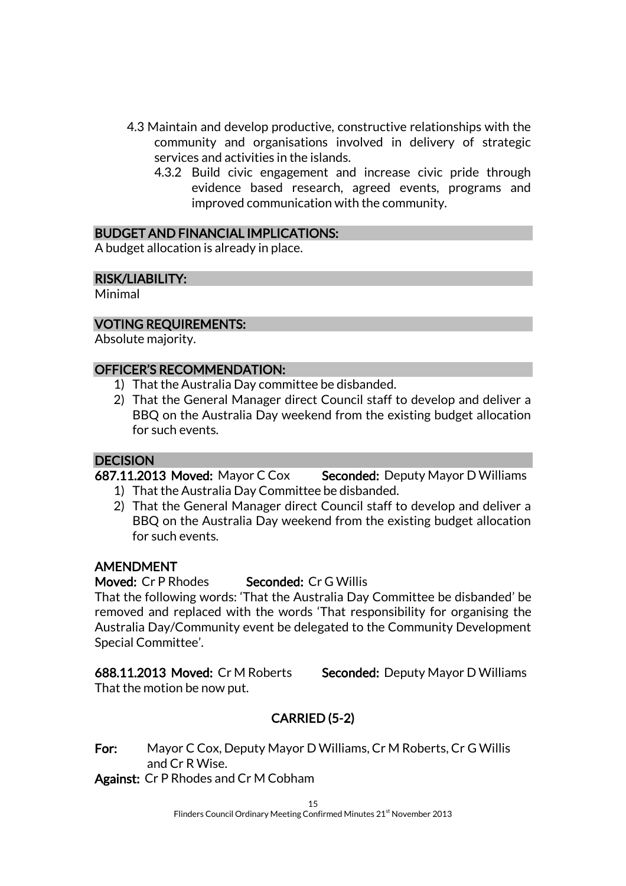4.3 Maintain and develop productive, constructive relationships with the community and organisations involved in delivery of strategic services and activities in the islands.

4.3.2 Build civic engagement and increase civic pride through evidence based research, agreed events, programs and improved communication with the community.

## BUDGET AND FINANCIAL IMPLICATIONS:

A budget allocation is already in place.

## RISK/LIABILITY:

Minimal

## VOTING REQUIREMENTS:

Absolute majority.

## OFFICER'S RECOMMENDATION:

1) That the Australia Day committee be disbanded.
2) That the General Manager direct Council staff to develop and deliver a BBQ on the Australia Day weekend from the existing budget allocation for such events.

## DECISION

**687.11.2013 Moved:** Mayor C Cox **Seconded:** Deputy Mayor D Williams

1) That the Australia Day Committee be disbanded.
2) That the General Manager direct Council staff to develop and deliver a BBQ on the Australia Day weekend from the existing budget allocation for such events.

**AMENDMENT**

**Moved:** Cr P Rhodes **Seconded:** Cr G Willis

That the following words: 'That the Australia Day Committee be disbanded' be removed and replaced with the words 'That responsibility for organising the Australia Day/Community event be delegated to the Community Development Special Committee'.

**688.11.2013 Moved:** Cr M Roberts **Seconded:** Deputy Mayor D Williams

That the motion be now put.

**CARRIED (5-2)**

**For:** Mayor C Cox, Deputy Mayor D Williams, Cr M Roberts, Cr G Willis and Cr R Wise.

**Against:** Cr P Rhodes and Cr M Cobham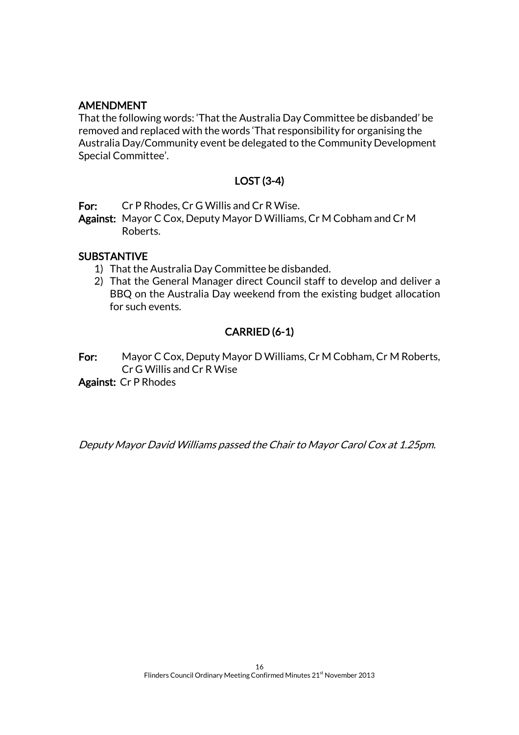**AMENDMENT**

That the following words: 'That the Australia Day Committee be disbanded' be removed and replaced with the words 'That responsibility for organising the Australia Day/Community event be delegated to the Community Development Special Committee'.

**LOST (3-4)**

**For:** Cr P Rhodes, Cr G Willis and Cr R Wise.

**Against:** Mayor C Cox, Deputy Mayor D Williams, Cr M Cobham and Cr M Roberts.

**SUBSTANTIVE**

1) That the Australia Day Committee be disbanded.
2) That the General Manager direct Council staff to develop and deliver a BBQ on the Australia Day weekend from the existing budget allocation for such events.

**CARRIED (6-1)**

**For:** Mayor C Cox, Deputy Mayor D Williams, Cr M Cobham, Cr M Roberts, Cr G Willis and Cr R Wise

**Against:** Cr P Rhodes

*Deputy Mayor David Williams passed the Chair to Mayor Carol Cox at 1.25pm.*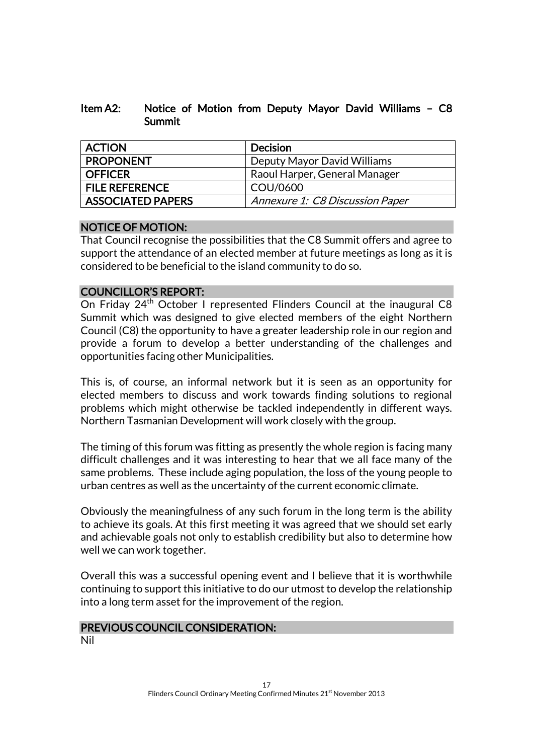## Item A2: Notice of Motion from Deputy Mayor David Williams – C8 Summit

| ACTION | Decision |
|---|---|
| PROPONENT | Deputy Mayor David Williams |
| OFFICER | Raoul Harper, General Manager |
| FILE REFERENCE | COU/0600 |
| ASSOCIATED PAPERS | *Annexure 1: C8 Discussion Paper* |

### NOTICE OF MOTION:

That Council recognise the possibilities that the C8 Summit offers and agree to support the attendance of an elected member at future meetings as long as it is considered to be beneficial to the island community to do so.

### COUNCILLOR'S REPORT:

On Friday 24th October I represented Flinders Council at the inaugural C8 Summit which was designed to give elected members of the eight Northern Council (C8) the opportunity to have a greater leadership role in our region and provide a forum to develop a better understanding of the challenges and opportunities facing other Municipalities.

This is, of course, an informal network but it is seen as an opportunity for elected members to discuss and work towards finding solutions to regional problems which might otherwise be tackled independently in different ways. Northern Tasmanian Development will work closely with the group.

The timing of this forum was fitting as presently the whole region is facing many difficult challenges and it was interesting to hear that we all face many of the same problems. These include aging population, the loss of the young people to urban centres as well as the uncertainty of the current economic climate.

Obviously the meaningfulness of any such forum in the long term is the ability to achieve its goals. At this first meeting it was agreed that we should set early and achievable goals not only to establish credibility but also to determine how well we can work together.

Overall this was a successful opening event and I believe that it is worthwhile continuing to support this initiative to do our utmost to develop the relationship into a long term asset for the improvement of the region.

### PREVIOUS COUNCIL CONSIDERATION:

Nil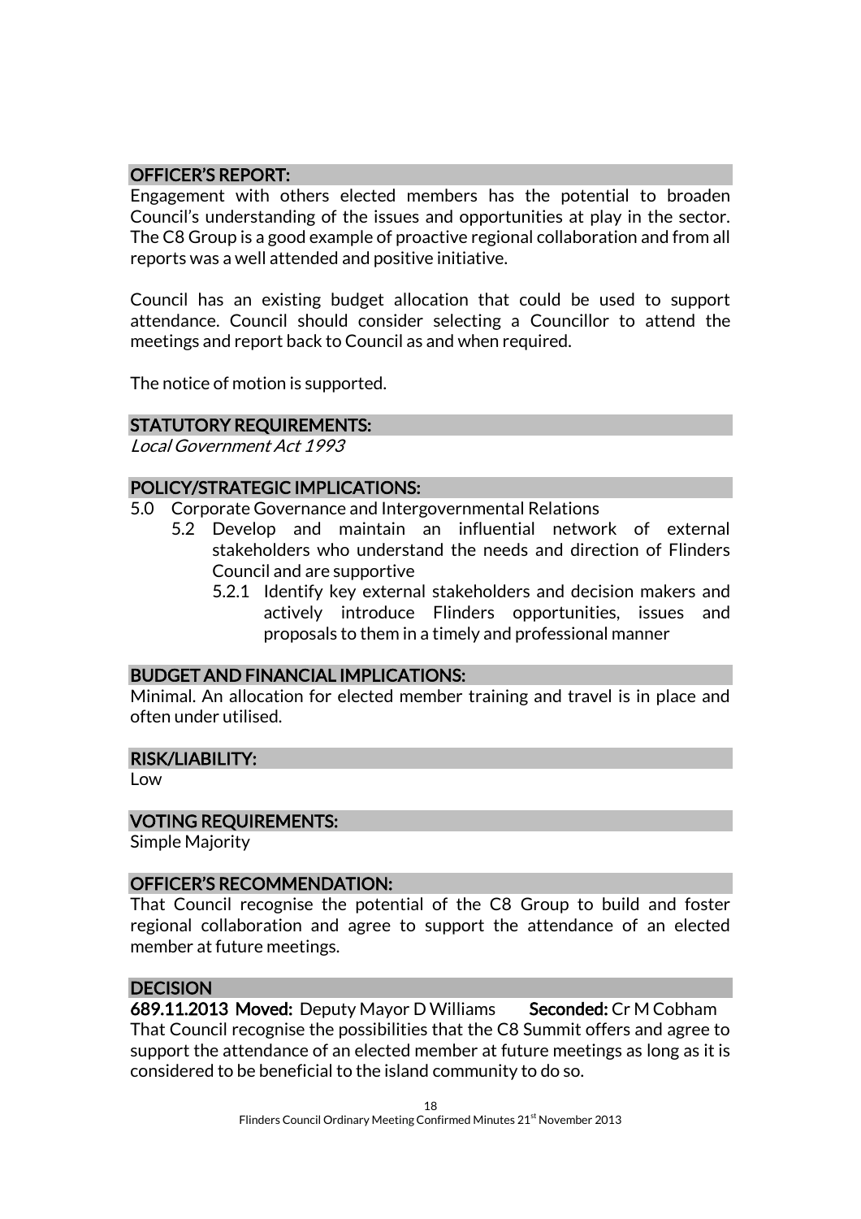## OFFICER'S REPORT:

Engagement with others elected members has the potential to broaden Council's understanding of the issues and opportunities at play in the sector. The C8 Group is a good example of proactive regional collaboration and from all reports was a well attended and positive initiative.

Council has an existing budget allocation that could be used to support attendance. Council should consider selecting a Councillor to attend the meetings and report back to Council as and when required.

The notice of motion is supported.

## STATUTORY REQUIREMENTS:

*Local Government Act 1993*

## POLICY/STRATEGIC IMPLICATIONS:

- 5.0 Corporate Governance and Intergovernmental Relations
  - 5.2 Develop and maintain an influential network of external stakeholders who understand the needs and direction of Flinders Council and are supportive
    - 5.2.1 Identify key external stakeholders and decision makers and actively introduce Flinders opportunities, issues and proposals to them in a timely and professional manner

## BUDGET AND FINANCIAL IMPLICATIONS:

Minimal. An allocation for elected member training and travel is in place and often under utilised.

## RISK/LIABILITY:

Low

## VOTING REQUIREMENTS:

Simple Majority

## OFFICER'S RECOMMENDATION:

That Council recognise the potential of the C8 Group to build and foster regional collaboration and agree to support the attendance of an elected member at future meetings.

## DECISION

**689.11.2013 Moved:** Deputy Mayor D Williams **Seconded:** Cr M Cobham

That Council recognise the possibilities that the C8 Summit offers and agree to support the attendance of an elected member at future meetings as long as it is considered to be beneficial to the island community to do so.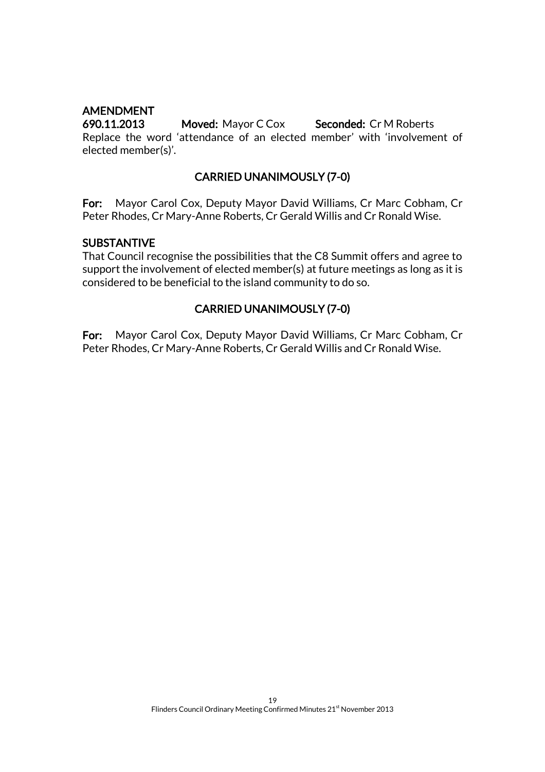**AMENDMENT**

**690.11.2013** **Moved:** Mayor C Cox **Seconded:** Cr M Roberts

Replace the word 'attendance of an elected member' with 'involvement of elected member(s)'.

**CARRIED UNANIMOUSLY (7-0)**

**For:** Mayor Carol Cox, Deputy Mayor David Williams, Cr Marc Cobham, Cr Peter Rhodes, Cr Mary-Anne Roberts, Cr Gerald Willis and Cr Ronald Wise.

**SUBSTANTIVE**

That Council recognise the possibilities that the C8 Summit offers and agree to support the involvement of elected member(s) at future meetings as long as it is considered to be beneficial to the island community to do so.

**CARRIED UNANIMOUSLY (7-0)**

**For:** Mayor Carol Cox, Deputy Mayor David Williams, Cr Marc Cobham, Cr Peter Rhodes, Cr Mary-Anne Roberts, Cr Gerald Willis and Cr Ronald Wise.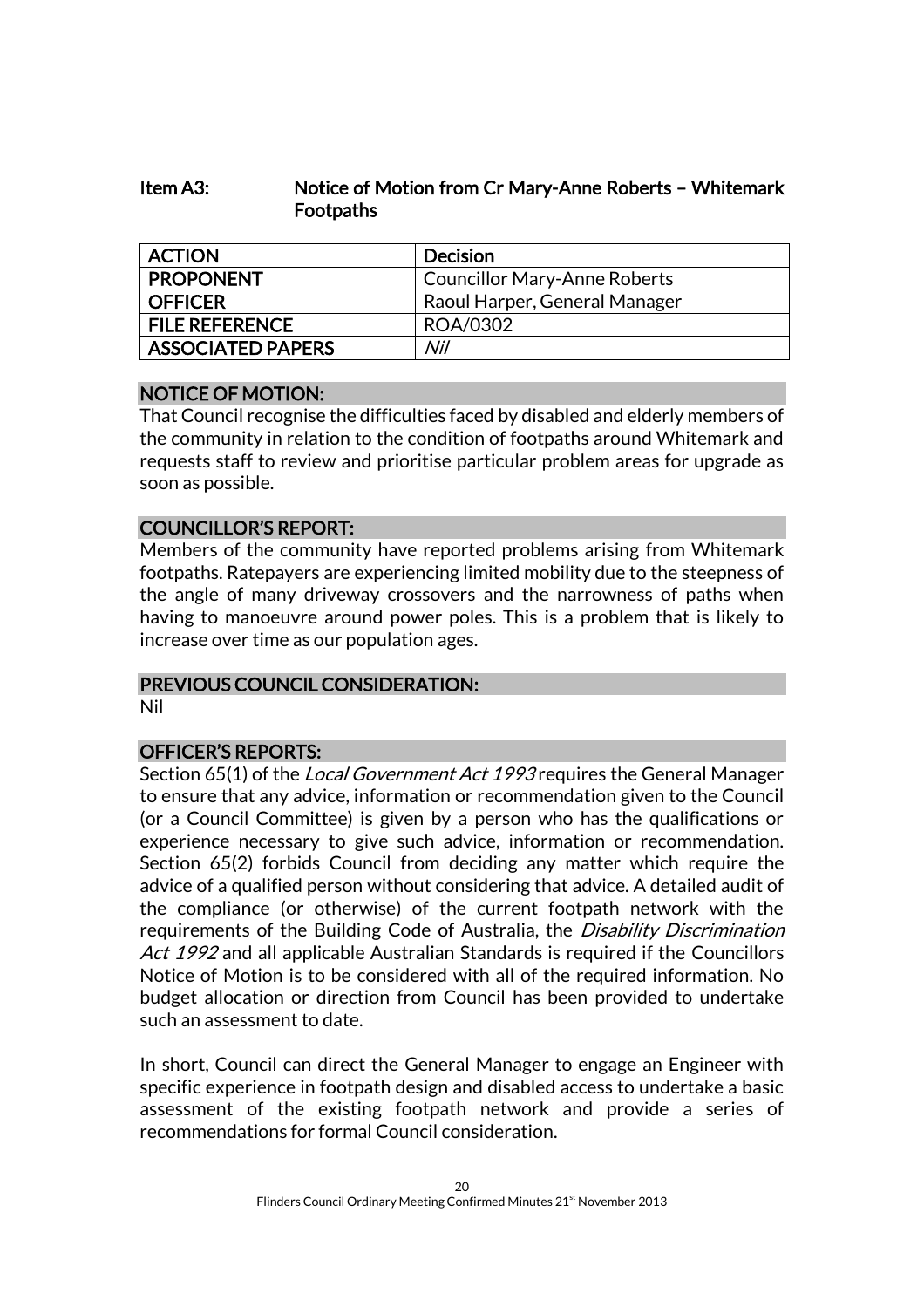## Item A3: Notice of Motion from Cr Mary-Anne Roberts – Whitemark Footpaths

| ACTION | Decision |
|---|---|
| PROPONENT | Councillor Mary-Anne Roberts |
| OFFICER | Raoul Harper, General Manager |
| FILE REFERENCE | ROA/0302 |
| ASSOCIATED PAPERS | *Nil* |

### NOTICE OF MOTION:

That Council recognise the difficulties faced by disabled and elderly members of the community in relation to the condition of footpaths around Whitemark and requests staff to review and prioritise particular problem areas for upgrade as soon as possible.

### COUNCILLOR'S REPORT:

Members of the community have reported problems arising from Whitemark footpaths. Ratepayers are experiencing limited mobility due to the steepness of the angle of many driveway crossovers and the narrowness of paths when having to manoeuvre around power poles. This is a problem that is likely to increase over time as our population ages.

### PREVIOUS COUNCIL CONSIDERATION:

Nil

### OFFICER'S REPORTS:

Section 65(1) of the *Local Government Act 1993* requires the General Manager to ensure that any advice, information or recommendation given to the Council (or a Council Committee) is given by a person who has the qualifications or experience necessary to give such advice, information or recommendation. Section 65(2) forbids Council from deciding any matter which require the advice of a qualified person without considering that advice. A detailed audit of the compliance (or otherwise) of the current footpath network with the requirements of the Building Code of Australia, the *Disability Discrimination Act 1992* and all applicable Australian Standards is required if the Councillors Notice of Motion is to be considered with all of the required information. No budget allocation or direction from Council has been provided to undertake such an assessment to date.

In short, Council can direct the General Manager to engage an Engineer with specific experience in footpath design and disabled access to undertake a basic assessment of the existing footpath network and provide a series of recommendations for formal Council consideration.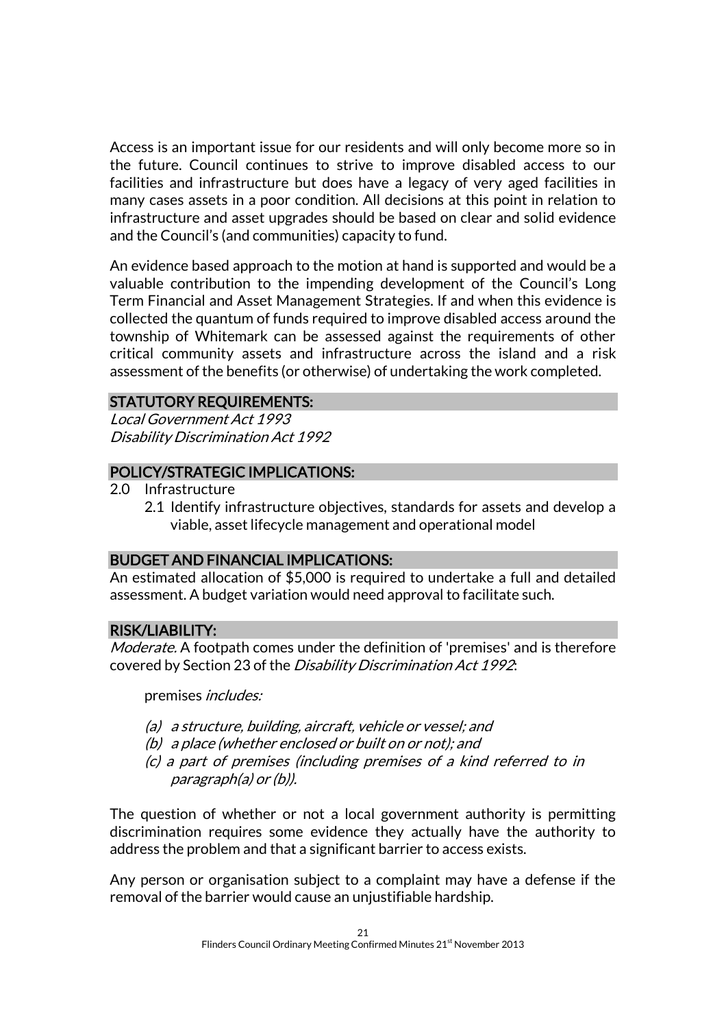Access is an important issue for our residents and will only become more so in the future. Council continues to strive to improve disabled access to our facilities and infrastructure but does have a legacy of very aged facilities in many cases assets in a poor condition. All decisions at this point in relation to infrastructure and asset upgrades should be based on clear and solid evidence and the Council's (and communities) capacity to fund.

An evidence based approach to the motion at hand is supported and would be a valuable contribution to the impending development of the Council's Long Term Financial and Asset Management Strategies. If and when this evidence is collected the quantum of funds required to improve disabled access around the township of Whitemark can be assessed against the requirements of other critical community assets and infrastructure across the island and a risk assessment of the benefits (or otherwise) of undertaking the work completed.

## STATUTORY REQUIREMENTS:

*Local Government Act 1993*
*Disability Discrimination Act 1992*

## POLICY/STRATEGIC IMPLICATIONS:

2.0 Infrastructure
   2.1 Identify infrastructure objectives, standards for assets and develop a viable, asset lifecycle management and operational model

## BUDGET AND FINANCIAL IMPLICATIONS:

An estimated allocation of $5,000 is required to undertake a full and detailed assessment. A budget variation would need approval to facilitate such.

## RISK/LIABILITY:

*Moderate.* A footpath comes under the definition of 'premises' and is therefore covered by Section 23 of the *Disability Discrimination Act 1992*:

premises *includes:*

*(a) a structure, building, aircraft, vehicle or vessel; and*
*(b) a place (whether enclosed or built on or not); and*
*(c) a part of premises (including premises of a kind referred to in paragraph(a) or (b)).*

The question of whether or not a local government authority is permitting discrimination requires some evidence they actually have the authority to address the problem and that a significant barrier to access exists.

Any person or organisation subject to a complaint may have a defense if the removal of the barrier would cause an unjustifiable hardship.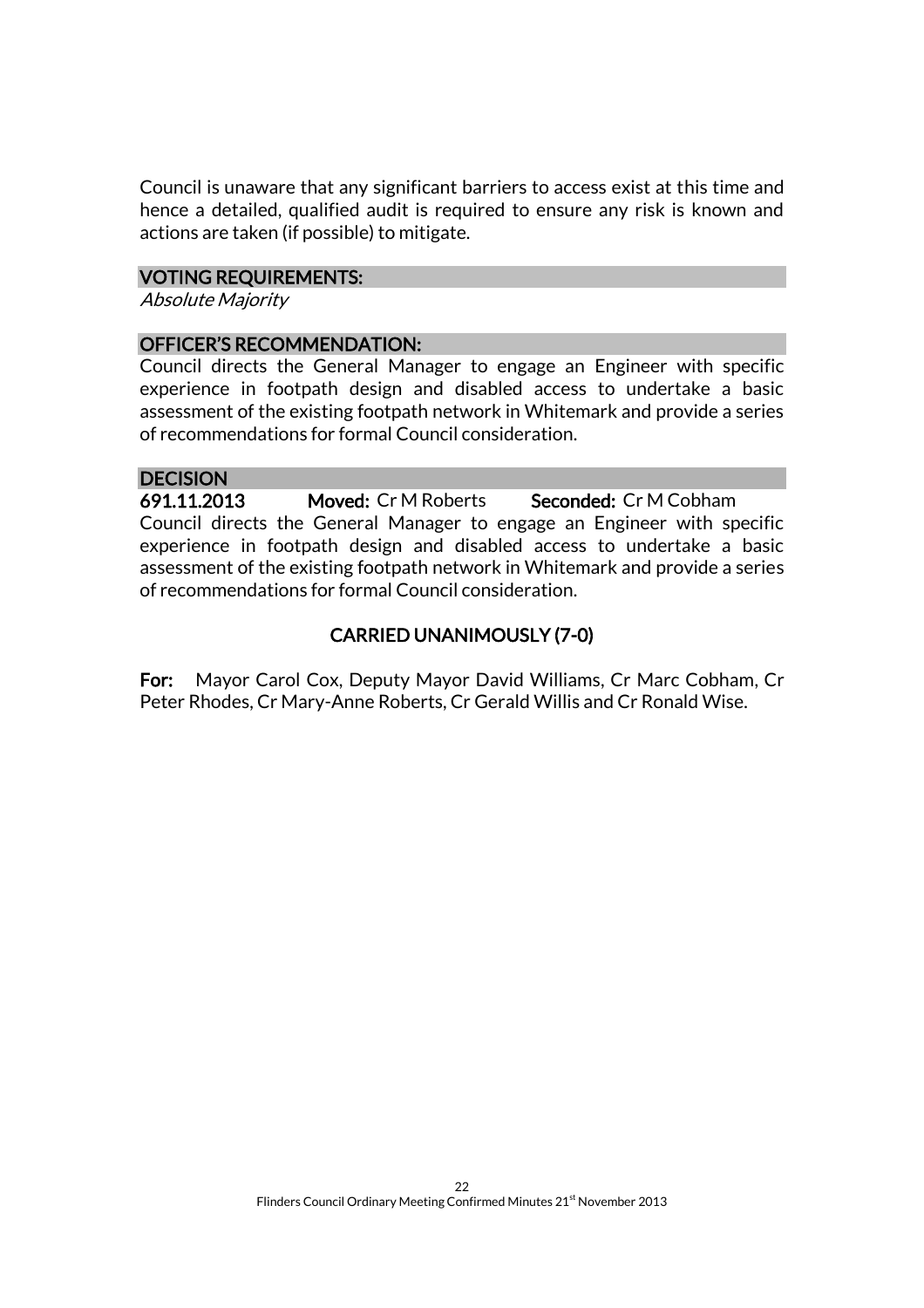Council is unaware that any significant barriers to access exist at this time and hence a detailed, qualified audit is required to ensure any risk is known and actions are taken (if possible) to mitigate.

### VOTING REQUIREMENTS:

*Absolute Majority*

### OFFICER'S RECOMMENDATION:

Council directs the General Manager to engage an Engineer with specific experience in footpath design and disabled access to undertake a basic assessment of the existing footpath network in Whitemark and provide a series of recommendations for formal Council consideration.

### DECISION

**691.11.2013** **Moved:** Cr M Roberts **Seconded:** Cr M Cobham

Council directs the General Manager to engage an Engineer with specific experience in footpath design and disabled access to undertake a basic assessment of the existing footpath network in Whitemark and provide a series of recommendations for formal Council consideration.

**CARRIED UNANIMOUSLY (7-0)**

**For:** Mayor Carol Cox, Deputy Mayor David Williams, Cr Marc Cobham, Cr Peter Rhodes, Cr Mary-Anne Roberts, Cr Gerald Willis and Cr Ronald Wise.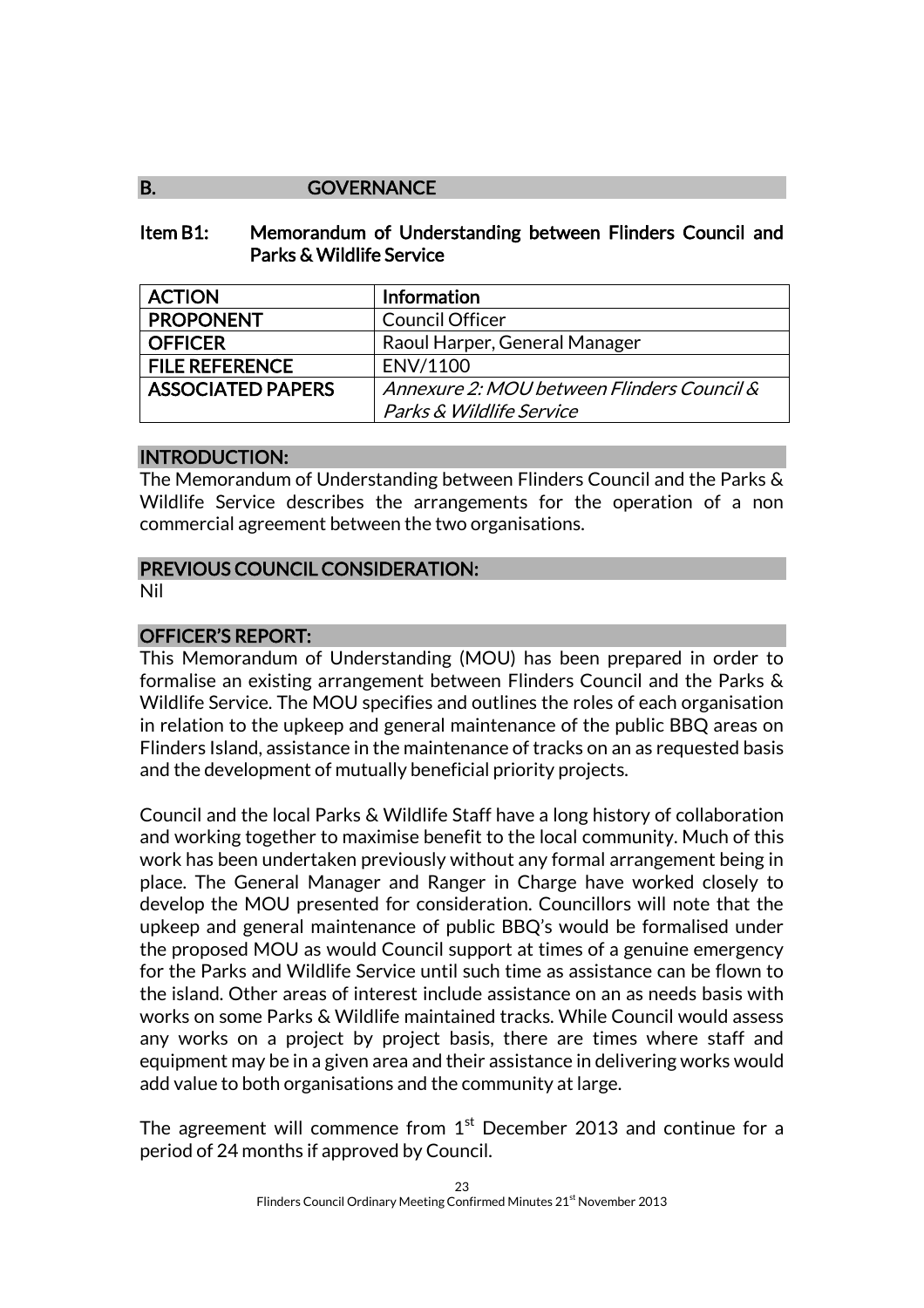## B. GOVERNANCE

### Item B1: Memorandum of Understanding between Flinders Council and Parks & Wildlife Service

| ACTION | Information |
| --- | --- |
| PROPONENT | Council Officer |
| OFFICER | Raoul Harper, General Manager |
| FILE REFERENCE | ENV/1100 |
| ASSOCIATED PAPERS | *Annexure 2: MOU between Flinders Council & Parks & Wildlife Service* |

#### INTRODUCTION:

The Memorandum of Understanding between Flinders Council and the Parks & Wildlife Service describes the arrangements for the operation of a non commercial agreement between the two organisations.

#### PREVIOUS COUNCIL CONSIDERATION:

Nil

#### OFFICER'S REPORT:

This Memorandum of Understanding (MOU) has been prepared in order to formalise an existing arrangement between Flinders Council and the Parks & Wildlife Service. The MOU specifies and outlines the roles of each organisation in relation to the upkeep and general maintenance of the public BBQ areas on Flinders Island, assistance in the maintenance of tracks on an as requested basis and the development of mutually beneficial priority projects.

Council and the local Parks & Wildlife Staff have a long history of collaboration and working together to maximise benefit to the local community. Much of this work has been undertaken previously without any formal arrangement being in place. The General Manager and Ranger in Charge have worked closely to develop the MOU presented for consideration. Councillors will note that the upkeep and general maintenance of public BBQ's would be formalised under the proposed MOU as would Council support at times of a genuine emergency for the Parks and Wildlife Service until such time as assistance can be flown to the island. Other areas of interest include assistance on an as needs basis with works on some Parks & Wildlife maintained tracks. While Council would assess any works on a project by project basis, there are times where staff and equipment may be in a given area and their assistance in delivering works would add value to both organisations and the community at large.

The agreement will commence from 1st December 2013 and continue for a period of 24 months if approved by Council.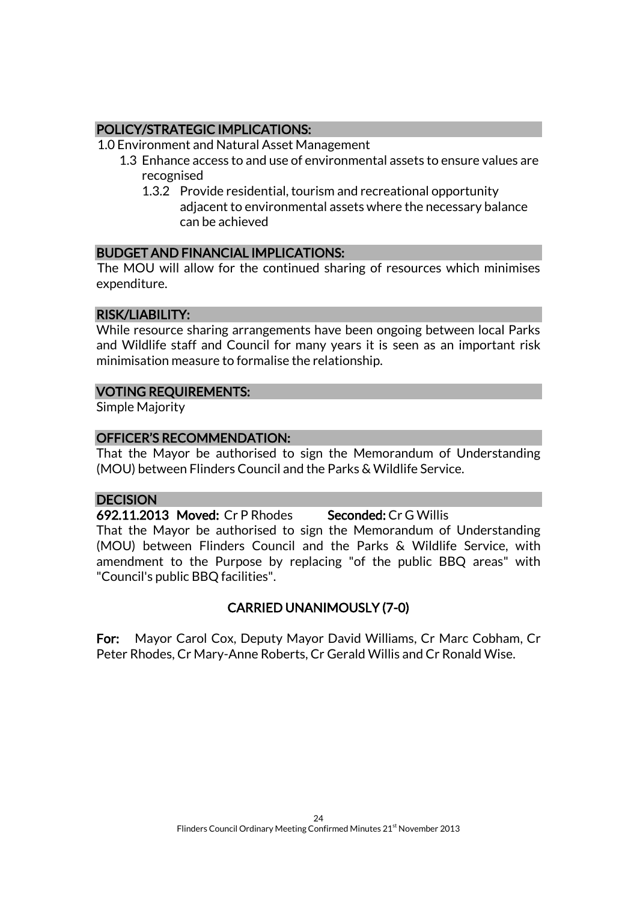## POLICY/STRATEGIC IMPLICATIONS:

1.0 Environment and Natural Asset Management

- 1.3 Enhance access to and use of environmental assets to ensure values are recognised
    - 1.3.2 Provide residential, tourism and recreational opportunity adjacent to environmental assets where the necessary balance can be achieved

## BUDGET AND FINANCIAL IMPLICATIONS:

The MOU will allow for the continued sharing of resources which minimises expenditure.

## RISK/LIABILITY:

While resource sharing arrangements have been ongoing between local Parks and Wildlife staff and Council for many years it is seen as an important risk minimisation measure to formalise the relationship.

## VOTING REQUIREMENTS:

Simple Majority

## OFFICER'S RECOMMENDATION:

That the Mayor be authorised to sign the Memorandum of Understanding (MOU) between Flinders Council and the Parks & Wildlife Service.

## DECISION

**692.11.2013 Moved:** Cr P Rhodes **Seconded:** Cr G Willis

That the Mayor be authorised to sign the Memorandum of Understanding (MOU) between Flinders Council and the Parks & Wildlife Service, with amendment to the Purpose by replacing "of the public BBQ areas" with "Council's public BBQ facilities".

**CARRIED UNANIMOUSLY (7-0)**

**For:** Mayor Carol Cox, Deputy Mayor David Williams, Cr Marc Cobham, Cr Peter Rhodes, Cr Mary-Anne Roberts, Cr Gerald Willis and Cr Ronald Wise.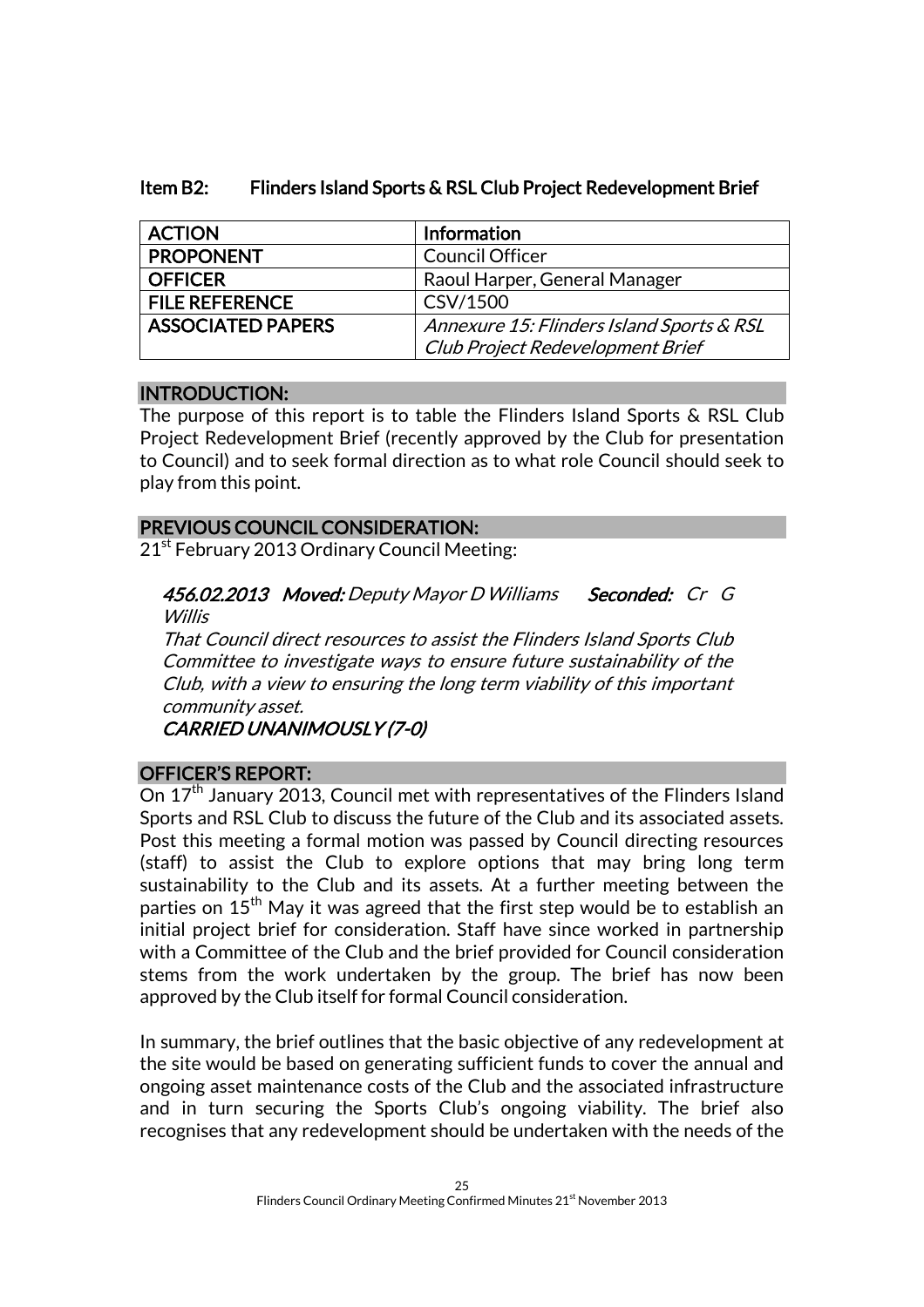### Item B2: Flinders Island Sports & RSL Club Project Redevelopment Brief

| ACTION | Information |
|---|---|
| PROPONENT | Council Officer |
| OFFICER | Raoul Harper, General Manager |
| FILE REFERENCE | CSV/1500 |
| ASSOCIATED PAPERS | *Annexure 15: Flinders Island Sports & RSL Club Project Redevelopment Brief* |

#### INTRODUCTION:

The purpose of this report is to table the Flinders Island Sports & RSL Club Project Redevelopment Brief (recently approved by the Club for presentation to Council) and to seek formal direction as to what role Council should seek to play from this point.

#### PREVIOUS COUNCIL CONSIDERATION:

21st February 2013 Ordinary Council Meeting:

> ***456.02.2013 Moved:*** *Deputy Mayor D Williams* ***Seconded:*** *Cr G Willis*
>
> *That Council direct resources to assist the Flinders Island Sports Club Committee to investigate ways to ensure future sustainability of the Club, with a view to ensuring the long term viability of this important community asset.*
>
> ***CARRIED UNANIMOUSLY (7-0)***

#### OFFICER'S REPORT:

On 17th January 2013, Council met with representatives of the Flinders Island Sports and RSL Club to discuss the future of the Club and its associated assets. Post this meeting a formal motion was passed by Council directing resources (staff) to assist the Club to explore options that may bring long term sustainability to the Club and its assets. At a further meeting between the parties on 15th May it was agreed that the first step would be to establish an initial project brief for consideration. Staff have since worked in partnership with a Committee of the Club and the brief provided for Council consideration stems from the work undertaken by the group. The brief has now been approved by the Club itself for formal Council consideration.

In summary, the brief outlines that the basic objective of any redevelopment at the site would be based on generating sufficient funds to cover the annual and ongoing asset maintenance costs of the Club and the associated infrastructure and in turn securing the Sports Club's ongoing viability. The brief also recognises that any redevelopment should be undertaken with the needs of the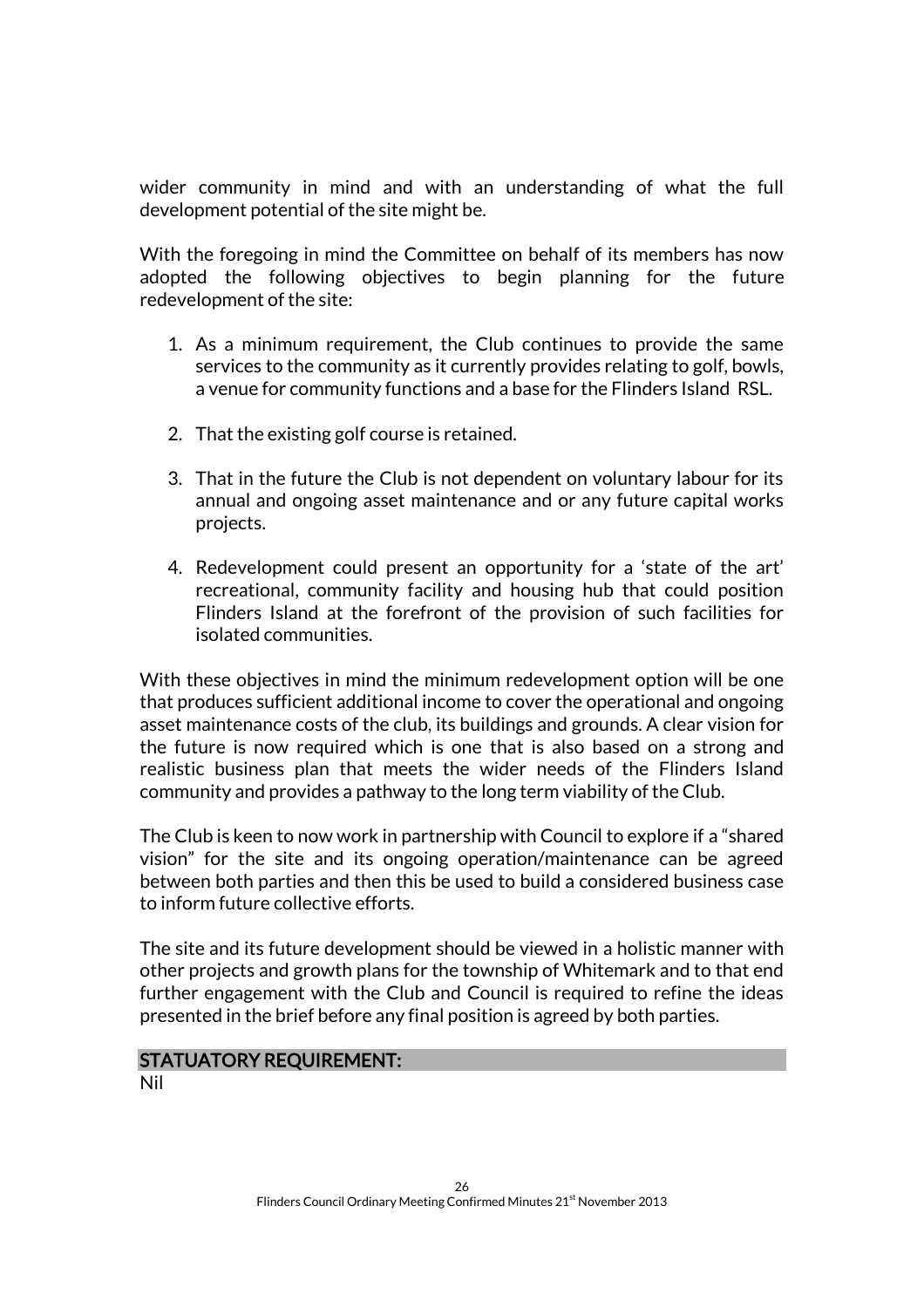wider community in mind and with an understanding of what the full development potential of the site might be.

With the foregoing in mind the Committee on behalf of its members has now adopted the following objectives to begin planning for the future redevelopment of the site:

1. As a minimum requirement, the Club continues to provide the same services to the community as it currently provides relating to golf, bowls, a venue for community functions and a base for the Flinders Island RSL.

2. That the existing golf course is retained.

3. That in the future the Club is not dependent on voluntary labour for its annual and ongoing asset maintenance and or any future capital works projects.

4. Redevelopment could present an opportunity for a 'state of the art' recreational, community facility and housing hub that could position Flinders Island at the forefront of the provision of such facilities for isolated communities.

With these objectives in mind the minimum redevelopment option will be one that produces sufficient additional income to cover the operational and ongoing asset maintenance costs of the club, its buildings and grounds. A clear vision for the future is now required which is one that is also based on a strong and realistic business plan that meets the wider needs of the Flinders Island community and provides a pathway to the long term viability of the Club.

The Club is keen to now work in partnership with Council to explore if a "shared vision" for the site and its ongoing operation/maintenance can be agreed between both parties and then this be used to build a considered business case to inform future collective efforts.

The site and its future development should be viewed in a holistic manner with other projects and growth plans for the township of Whitemark and to that end further engagement with the Club and Council is required to refine the ideas presented in the brief before any final position is agreed by both parties.

## STATUTORY REQUIREMENT:

Nil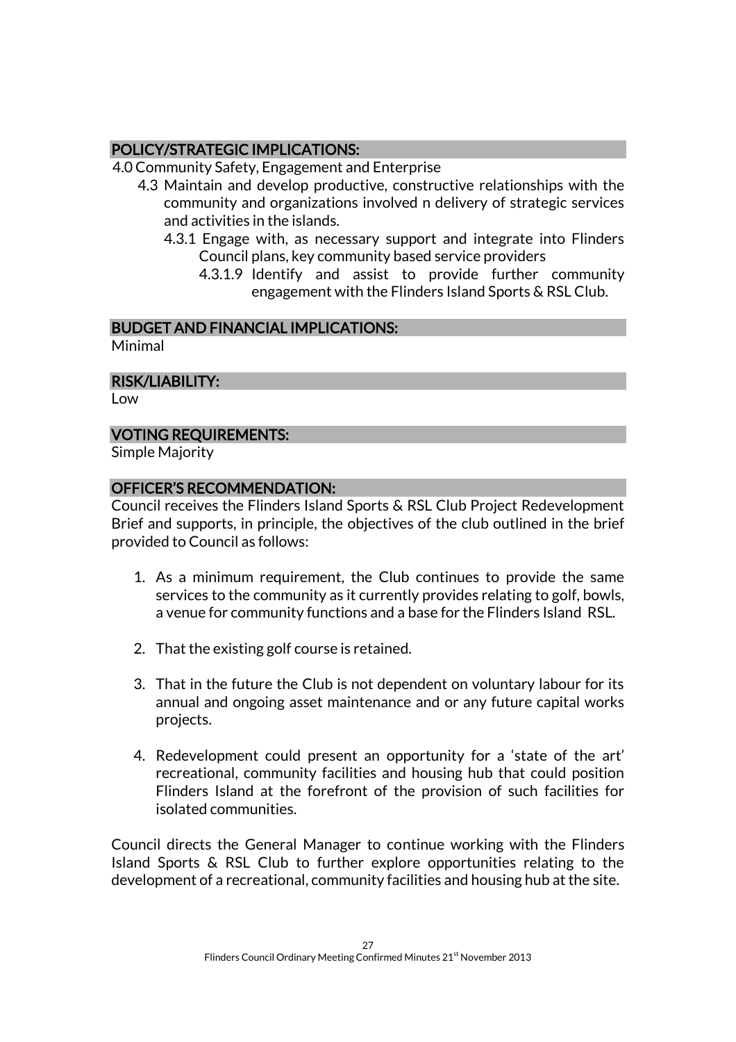## POLICY/STRATEGIC IMPLICATIONS:

4.0 Community Safety, Engagement and Enterprise

- 4.3 Maintain and develop productive, constructive relationships with the community and organizations involved n delivery of strategic services and activities in the islands.
  - 4.3.1 Engage with, as necessary support and integrate into Flinders Council plans, key community based service providers
    - 4.3.1.9 Identify and assist to provide further community engagement with the Flinders Island Sports & RSL Club.

## BUDGET AND FINANCIAL IMPLICATIONS:

Minimal

## RISK/LIABILITY:

Low

## VOTING REQUIREMENTS:

Simple Majority

## OFFICER'S RECOMMENDATION:

Council receives the Flinders Island Sports & RSL Club Project Redevelopment Brief and supports, in principle, the objectives of the club outlined in the brief provided to Council as follows:

1. As a minimum requirement, the Club continues to provide the same services to the community as it currently provides relating to golf, bowls, a venue for community functions and a base for the Flinders Island RSL.

2. That the existing golf course is retained.

3. That in the future the Club is not dependent on voluntary labour for its annual and ongoing asset maintenance and or any future capital works projects.

4. Redevelopment could present an opportunity for a 'state of the art' recreational, community facilities and housing hub that could position Flinders Island at the forefront of the provision of such facilities for isolated communities.

Council directs the General Manager to continue working with the Flinders Island Sports & RSL Club to further explore opportunities relating to the development of a recreational, community facilities and housing hub at the site.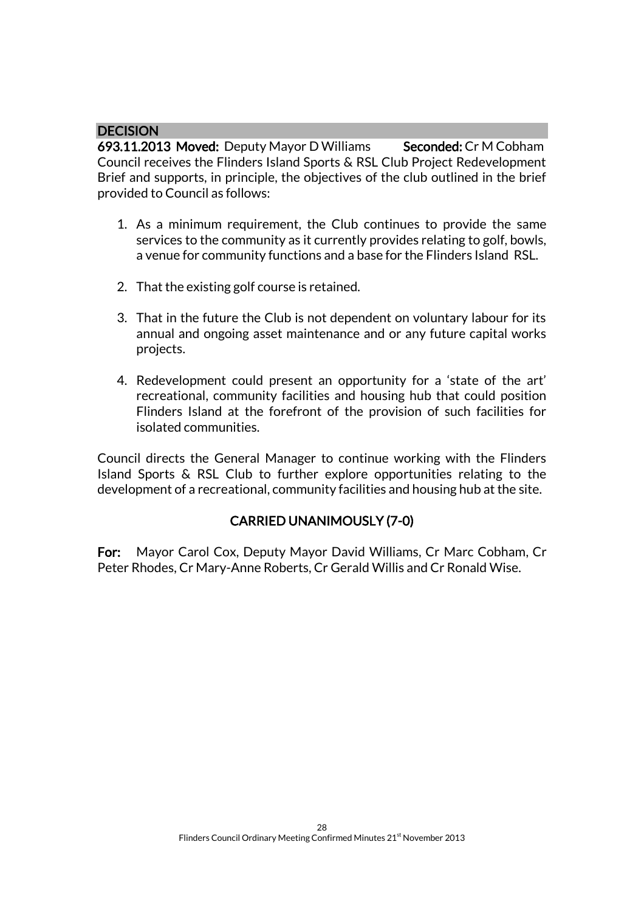## DECISION

**693.11.2013 Moved:** Deputy Mayor D Williams **Seconded:** Cr M Cobham

Council receives the Flinders Island Sports & RSL Club Project Redevelopment Brief and supports, in principle, the objectives of the club outlined in the brief provided to Council as follows:

1. As a minimum requirement, the Club continues to provide the same services to the community as it currently provides relating to golf, bowls, a venue for community functions and a base for the Flinders Island RSL.

2. That the existing golf course is retained.

3. That in the future the Club is not dependent on voluntary labour for its annual and ongoing asset maintenance and or any future capital works projects.

4. Redevelopment could present an opportunity for a 'state of the art' recreational, community facilities and housing hub that could position Flinders Island at the forefront of the provision of such facilities for isolated communities.

Council directs the General Manager to continue working with the Flinders Island Sports & RSL Club to further explore opportunities relating to the development of a recreational, community facilities and housing hub at the site.

**CARRIED UNANIMOUSLY (7-0)**

**For:** Mayor Carol Cox, Deputy Mayor David Williams, Cr Marc Cobham, Cr Peter Rhodes, Cr Mary-Anne Roberts, Cr Gerald Willis and Cr Ronald Wise.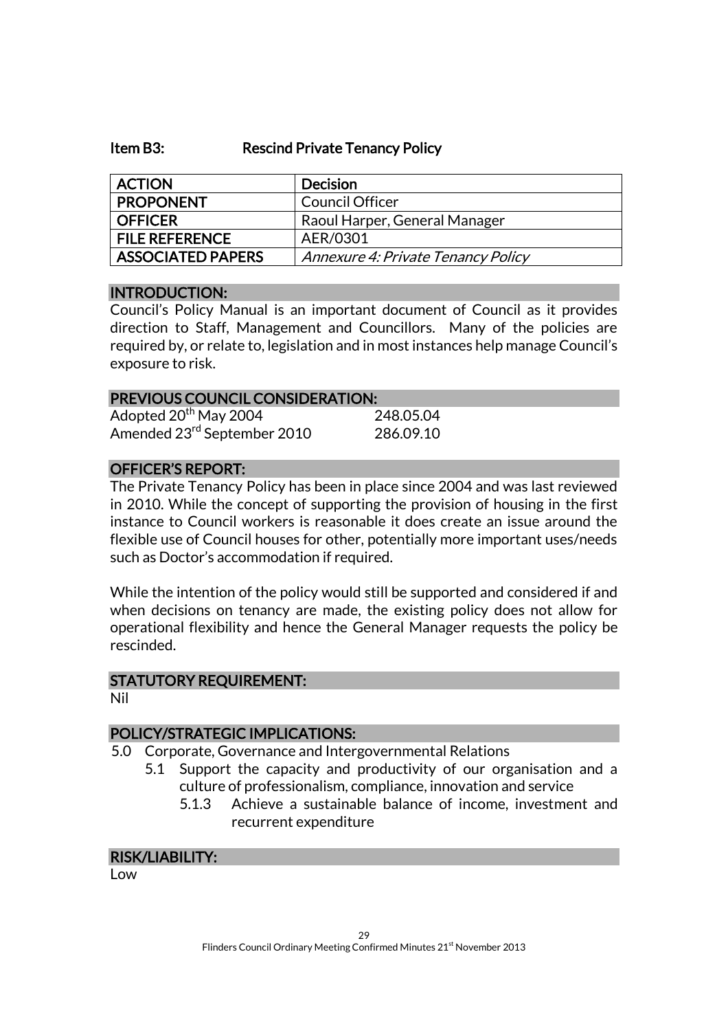## Item B3: Rescind Private Tenancy Policy

| ACTION | Decision |
|---|---|
| PROPONENT | Council Officer |
| OFFICER | Raoul Harper, General Manager |
| FILE REFERENCE | AER/0301 |
| ASSOCIATED PAPERS | *Annexure 4: Private Tenancy Policy* |

### INTRODUCTION:

Council's Policy Manual is an important document of Council as it provides direction to Staff, Management and Councillors. Many of the policies are required by, or relate to, legislation and in most instances help manage Council's exposure to risk.

### PREVIOUS COUNCIL CONSIDERATION:

Adopted 20th May 2004 248.05.04
Amended 23rd September 2010 286.09.10

### OFFICER'S REPORT:

The Private Tenancy Policy has been in place since 2004 and was last reviewed in 2010. While the concept of supporting the provision of housing in the first instance to Council workers is reasonable it does create an issue around the flexible use of Council houses for other, potentially more important uses/needs such as Doctor's accommodation if required.

While the intention of the policy would still be supported and considered if and when decisions on tenancy are made, the existing policy does not allow for operational flexibility and hence the General Manager requests the policy be rescinded.

### STATUTORY REQUIREMENT:

Nil

### POLICY/STRATEGIC IMPLICATIONS:

- 5.0 Corporate, Governance and Intergovernmental Relations
  - 5.1 Support the capacity and productivity of our organisation and a culture of professionalism, compliance, innovation and service
    - 5.1.3 Achieve a sustainable balance of income, investment and recurrent expenditure

### RISK/LIABILITY:

Low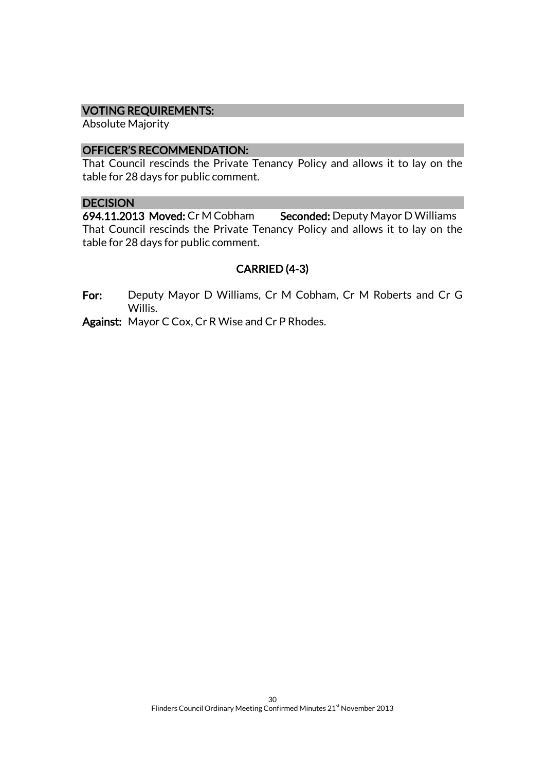## VOTING REQUIREMENTS:

Absolute Majority

## OFFICER'S RECOMMENDATION:

That Council rescinds the Private Tenancy Policy and allows it to lay on the table for 28 days for public comment.

## DECISION

**694.11.2013 Moved:** Cr M Cobham **Seconded:** Deputy Mayor D Williams

That Council rescinds the Private Tenancy Policy and allows it to lay on the table for 28 days for public comment.

**CARRIED (4-3)**

**For:** Deputy Mayor D Williams, Cr M Cobham, Cr M Roberts and Cr G Willis.

**Against:** Mayor C Cox, Cr R Wise and Cr P Rhodes.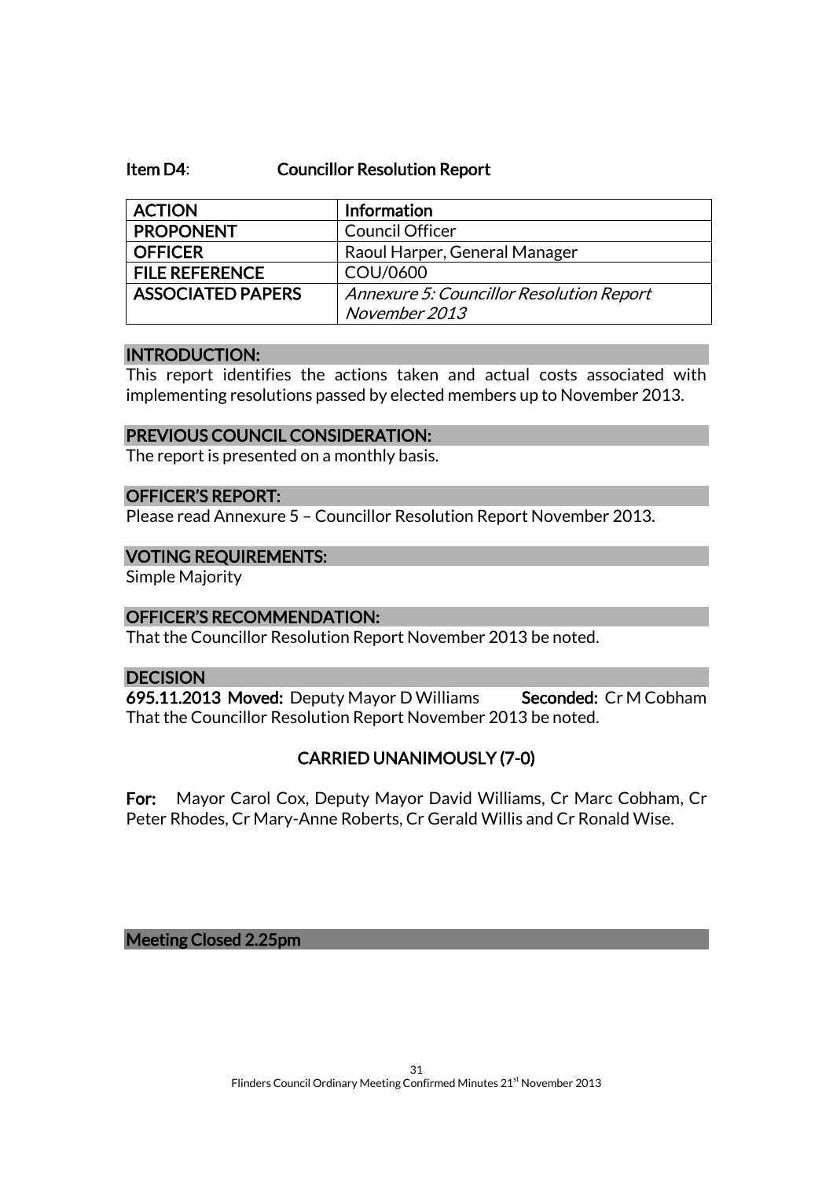## Item D4: Councillor Resolution Report

| | |
|---|---|
| **ACTION** | **Information** |
| **PROPONENT** | Council Officer |
| **OFFICER** | Raoul Harper, General Manager |
| **FILE REFERENCE** | COU/0600 |
| **ASSOCIATED PAPERS** | *Annexure 5: Councillor Resolution Report November 2013* |

### INTRODUCTION:

This report identifies the actions taken and actual costs associated with implementing resolutions passed by elected members up to November 2013.

### PREVIOUS COUNCIL CONSIDERATION:

The report is presented on a monthly basis.

### OFFICER'S REPORT:

Please read Annexure 5 – Councillor Resolution Report November 2013.

### VOTING REQUIREMENTS:

Simple Majority

### OFFICER'S RECOMMENDATION:

That the Councillor Resolution Report November 2013 be noted.

### DECISION

**695.11.2013 Moved:** Deputy Mayor D Williams **Seconded:** Cr M Cobham
That the Councillor Resolution Report November 2013 be noted.

**CARRIED UNANIMOUSLY (7-0)**

**For:** Mayor Carol Cox, Deputy Mayor David Williams, Cr Marc Cobham, Cr Peter Rhodes, Cr Mary-Anne Roberts, Cr Gerald Willis and Cr Ronald Wise.

### Meeting Closed 2.25pm